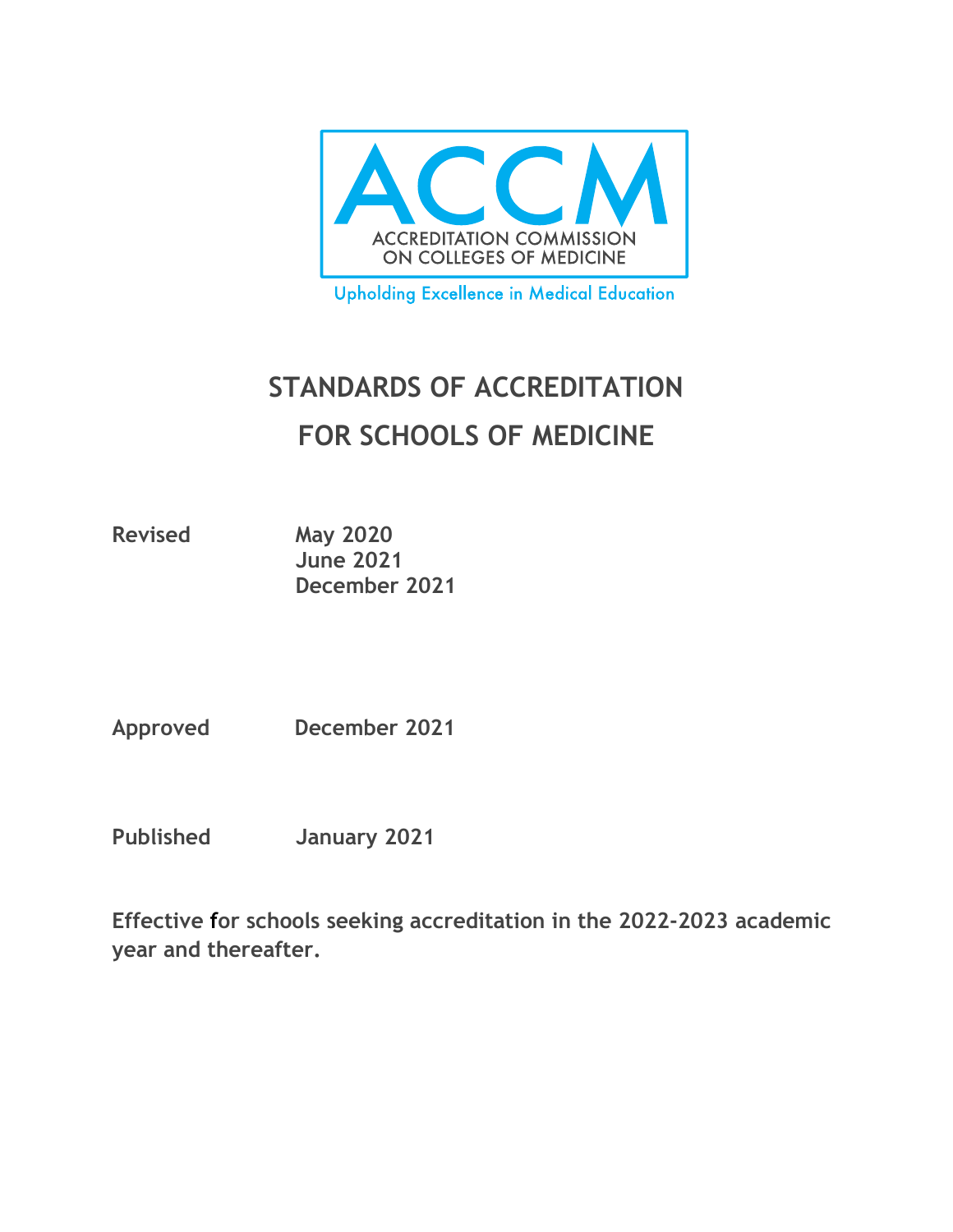ACCM

ACCREDITATION COMMISSION
ON COLLEGES OF MEDICINE

Upholding Excellence in Medical Education

# STANDARDS OF ACCREDITATION
# FOR SCHOOLS OF MEDICINE

**Revised** **May 2020**
**June 2021**
**December 2021**

**Approved** **December 2021**

**Published** **January 2021**

**Effective for schools seeking accreditation in the 2022-2023 academic year and thereafter.**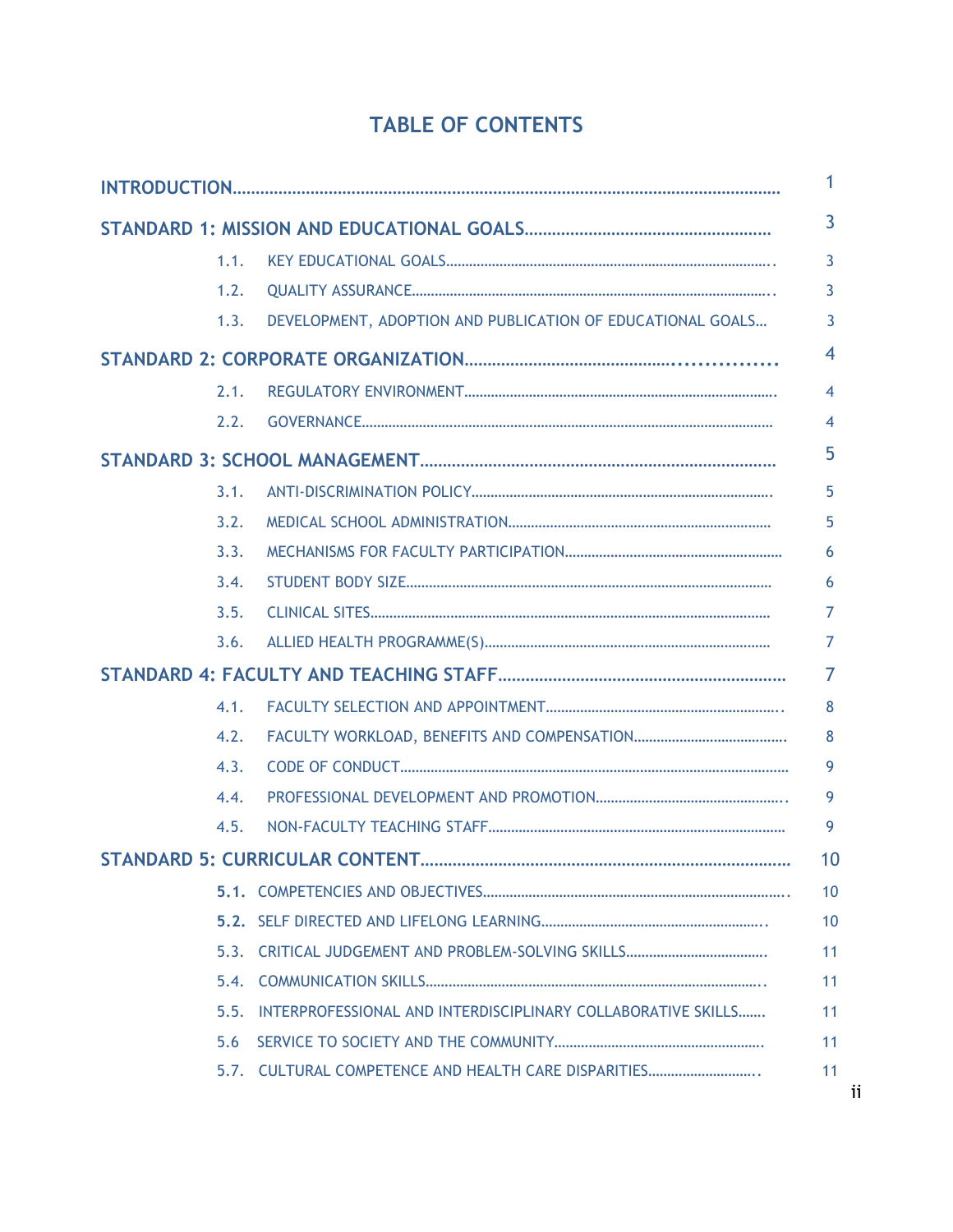# TABLE OF CONTENTS

| | | |
|---|---|---|
| **INTRODUCTION** | | 1 |
| **STANDARD 1: MISSION AND EDUCATIONAL GOALS** | | 3 |
| 1.1. | KEY EDUCATIONAL GOALS | 3 |
| 1.2. | QUALITY ASSURANCE | 3 |
| 1.3. | DEVELOPMENT, ADOPTION AND PUBLICATION OF EDUCATIONAL GOALS | 3 |
| **STANDARD 2: CORPORATE ORGANIZATION** | | 4 |
| 2.1. | REGULATORY ENVIRONMENT | 4 |
| 2.2. | GOVERNANCE | 4 |
| **STANDARD 3: SCHOOL MANAGEMENT** | | 5 |
| 3.1. | ANTI-DISCRIMINATION POLICY | 5 |
| 3.2. | MEDICAL SCHOOL ADMINISTRATION | 5 |
| 3.3. | MECHANISMS FOR FACULTY PARTICIPATION | 6 |
| 3.4. | STUDENT BODY SIZE | 6 |
| 3.5. | CLINICAL SITES | 7 |
| 3.6. | ALLIED HEALTH PROGRAMME(S) | 7 |
| **STANDARD 4: FACULTY AND TEACHING STAFF** | | 7 |
| 4.1. | FACULTY SELECTION AND APPOINTMENT | 8 |
| 4.2. | FACULTY WORKLOAD, BENEFITS AND COMPENSATION | 8 |
| 4.3. | CODE OF CONDUCT | 9 |
| 4.4. | PROFESSIONAL DEVELOPMENT AND PROMOTION | 9 |
| 4.5. | NON-FACULTY TEACHING STAFF | 9 |
| **STANDARD 5: CURRICULAR CONTENT** | | 10 |
| **5.1.** | COMPETENCIES AND OBJECTIVES | 10 |
| **5.2.** | SELF DIRECTED AND LIFELONG LEARNING | 10 |
| 5.3. | CRITICAL JUDGEMENT AND PROBLEM-SOLVING SKILLS | 11 |
| 5.4. | COMMUNICATION SKILLS | 11 |
| 5.5. | INTERPROFESSIONAL AND INTERDISCIPLINARY COLLABORATIVE SKILLS | 11 |
| 5.6 | SERVICE TO SOCIETY AND THE COMMUNITY | 11 |
| 5.7. | CULTURAL COMPETENCE AND HEALTH CARE DISPARITIES | 11 |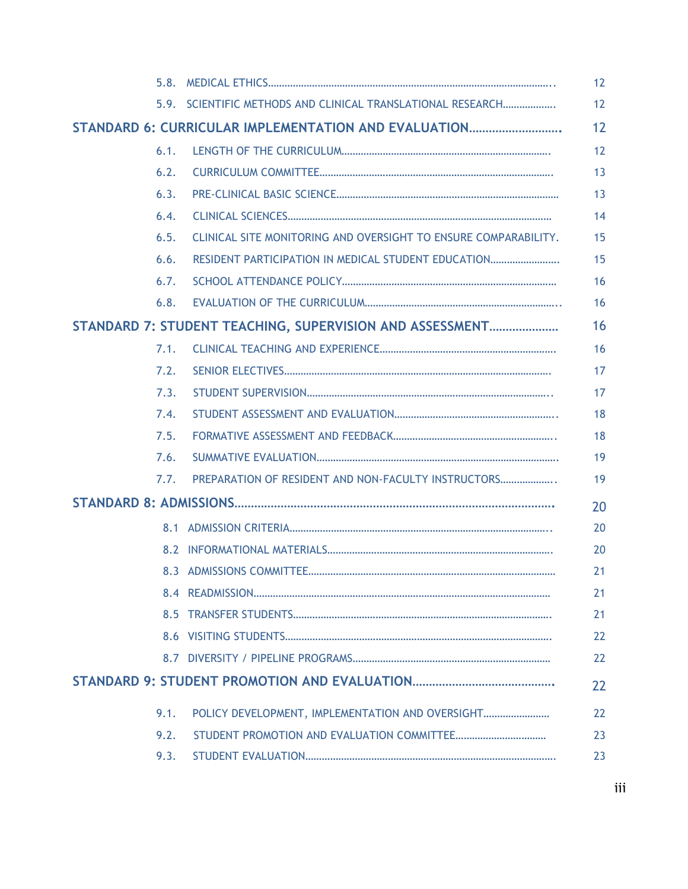| | | |
|---|---|---|
| 5.8. | MEDICAL ETHICS | 12 |
| 5.9. | SCIENTIFIC METHODS AND CLINICAL TRANSLATIONAL RESEARCH | 12 |
| **STANDARD 6: CURRICULAR IMPLEMENTATION AND EVALUATION** | | **12** |
| 6.1. | LENGTH OF THE CURRICULUM | 12 |
| 6.2. | CURRICULUM COMMITTEE | 13 |
| 6.3. | PRE-CLINICAL BASIC SCIENCE | 13 |
| 6.4. | CLINICAL SCIENCES | 14 |
| 6.5. | CLINICAL SITE MONITORING AND OVERSIGHT TO ENSURE COMPARABILITY. | 15 |
| 6.6. | RESIDENT PARTICIPATION IN MEDICAL STUDENT EDUCATION | 15 |
| 6.7. | SCHOOL ATTENDANCE POLICY | 16 |
| 6.8. | EVALUATION OF THE CURRICULUM | 16 |
| **STANDARD 7: STUDENT TEACHING, SUPERVISION AND ASSESSMENT** | | **16** |
| 7.1. | CLINICAL TEACHING AND EXPERIENCE | 16 |
| 7.2. | SENIOR ELECTIVES | 17 |
| 7.3. | STUDENT SUPERVISION | 17 |
| 7.4. | STUDENT ASSESSMENT AND EVALUATION | 18 |
| 7.5. | FORMATIVE ASSESSMENT AND FEEDBACK | 18 |
| 7.6. | SUMMATIVE EVALUATION | 19 |
| 7.7. | PREPARATION OF RESIDENT AND NON-FACULTY INSTRUCTORS | 19 |
| **STANDARD 8: ADMISSIONS** | | **20** |
| 8.1 | ADMISSION CRITERIA | 20 |
| 8.2 | INFORMATIONAL MATERIALS | 20 |
| 8.3 | ADMISSIONS COMMITTEE | 21 |
| 8.4 | READMISSION | 21 |
| 8.5 | TRANSFER STUDENTS | 21 |
| 8.6 | VISITING STUDENTS | 22 |
| 8.7 | DIVERSITY / PIPELINE PROGRAMS | 22 |
| **STANDARD 9: STUDENT PROMOTION AND EVALUATION** | | **22** |
| 9.1. | POLICY DEVELOPMENT, IMPLEMENTATION AND OVERSIGHT | 22 |
| 9.2. | STUDENT PROMOTION AND EVALUATION COMMITTEE | 23 |
| 9.3. | STUDENT EVALUATION | 23 |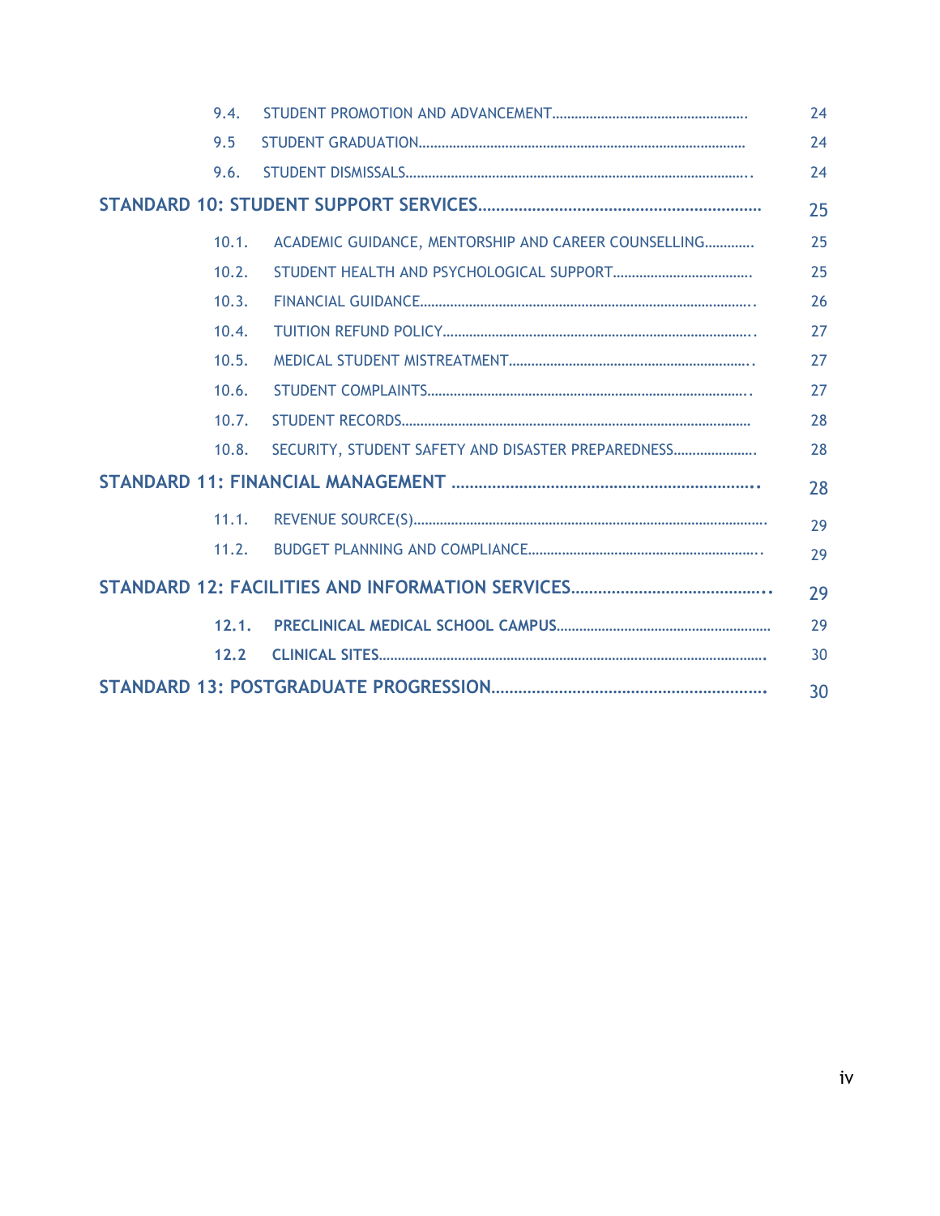9.4. STUDENT PROMOTION AND ADVANCEMENT .......... 24

9.5 STUDENT GRADUATION .......... 24

9.6. STUDENT DISMISSALS .......... 24

**STANDARD 10: STUDENT SUPPORT SERVICES .......... 25**

10.1. ACADEMIC GUIDANCE, MENTORSHIP AND CAREER COUNSELLING .......... 25

10.2. STUDENT HEALTH AND PSYCHOLOGICAL SUPPORT .......... 25

10.3. FINANCIAL GUIDANCE .......... 26

10.4. TUITION REFUND POLICY .......... 27

10.5. MEDICAL STUDENT MISTREATMENT .......... 27

10.6. STUDENT COMPLAINTS .......... 27

10.7. STUDENT RECORDS .......... 28

10.8. SECURITY, STUDENT SAFETY AND DISASTER PREPAREDNESS .......... 28

**STANDARD 11: FINANCIAL MANAGEMENT .......... 28**

11.1. REVENUE SOURCE(S) .......... 29

11.2. BUDGET PLANNING AND COMPLIANCE .......... 29

**STANDARD 12: FACILITIES AND INFORMATION SERVICES .......... 29**

**12.1. PRECLINICAL MEDICAL SCHOOL CAMPUS .......... 29**

**12.2 CLINICAL SITES .......... 30**

**STANDARD 13: POSTGRADUATE PROGRESSION .......... 30**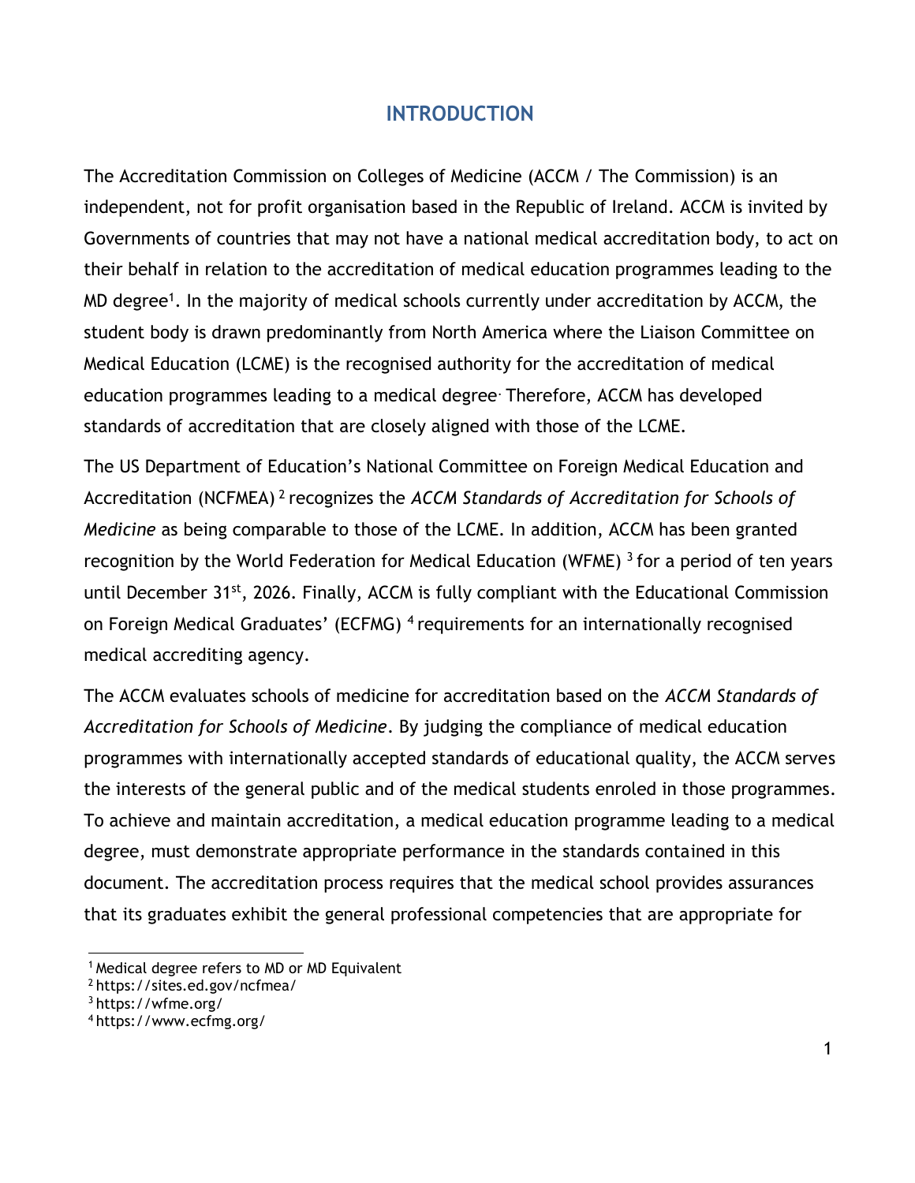# INTRODUCTION

The Accreditation Commission on Colleges of Medicine (ACCM / The Commission) is an independent, not for profit organisation based in the Republic of Ireland. ACCM is invited by Governments of countries that may not have a national medical accreditation body, to act on their behalf in relation to the accreditation of medical education programmes leading to the MD degree[1]. In the majority of medical schools currently under accreditation by ACCM, the student body is drawn predominantly from North America where the Liaison Committee on Medical Education (LCME) is the recognised authority for the accreditation of medical education programmes leading to a medical degree. Therefore, ACCM has developed standards of accreditation that are closely aligned with those of the LCME.

The US Department of Education's National Committee on Foreign Medical Education and Accreditation (NCFMEA)[2] recognizes the *ACCM Standards of Accreditation for Schools of Medicine* as being comparable to those of the LCME. In addition, ACCM has been granted recognition by the World Federation for Medical Education (WFME)[3] for a period of ten years until December 31st, 2026. Finally, ACCM is fully compliant with the Educational Commission on Foreign Medical Graduates' (ECFMG)[4] requirements for an internationally recognised medical accrediting agency.

The ACCM evaluates schools of medicine for accreditation based on the *ACCM Standards of Accreditation for Schools of Medicine*. By judging the compliance of medical education programmes with internationally accepted standards of educational quality, the ACCM serves the interests of the general public and of the medical students enroled in those programmes. To achieve and maintain accreditation, a medical education programme leading to a medical degree, must demonstrate appropriate performance in the standards contained in this document. The accreditation process requires that the medical school provides assurances that its graduates exhibit the general professional competencies that are appropriate for

[1] Medical degree refers to MD or MD Equivalent
[2] https://sites.ed.gov/ncfmea/
[3] https://wfme.org/
[4] https://www.ecfmg.org/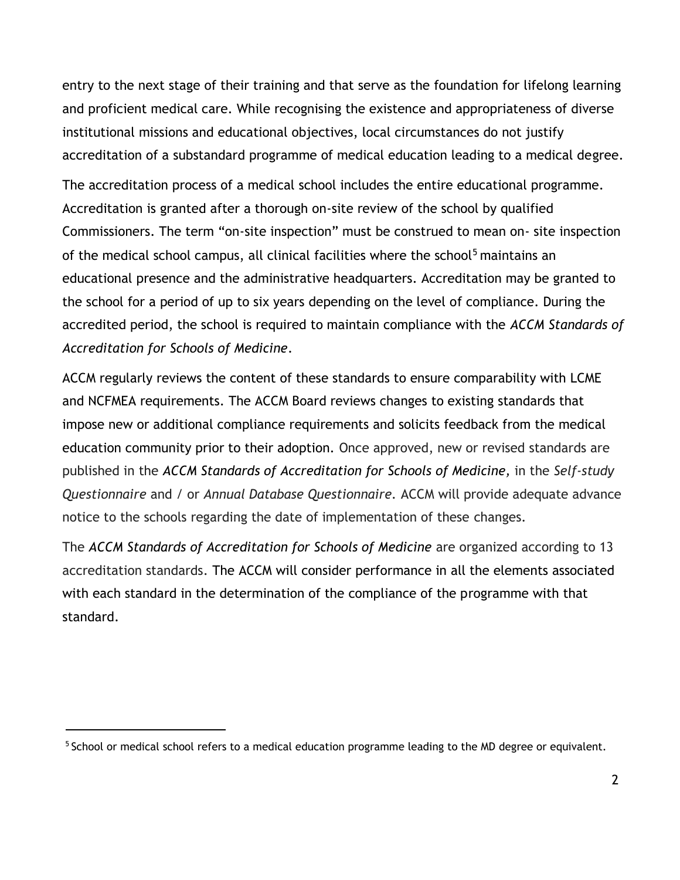entry to the next stage of their training and that serve as the foundation for lifelong learning and proficient medical care. While recognising the existence and appropriateness of diverse institutional missions and educational objectives, local circumstances do not justify accreditation of a substandard programme of medical education leading to a medical degree.

The accreditation process of a medical school includes the entire educational programme. Accreditation is granted after a thorough on-site review of the school by qualified Commissioners. The term "on-site inspection" must be construed to mean on- site inspection of the medical school campus, all clinical facilities where the school[5] maintains an educational presence and the administrative headquarters. Accreditation may be granted to the school for a period of up to six years depending on the level of compliance. During the accredited period, the school is required to maintain compliance with the *ACCM Standards of Accreditation for Schools of Medicine*.

ACCM regularly reviews the content of these standards to ensure comparability with LCME and NCFMEA requirements. The ACCM Board reviews changes to existing standards that impose new or additional compliance requirements and solicits feedback from the medical education community prior to their adoption. Once approved, new or revised standards are published in the *ACCM Standards of Accreditation for Schools of Medicine*, in the *Self-study Questionnaire* and / or *Annual Database Questionnaire*. ACCM will provide adequate advance notice to the schools regarding the date of implementation of these changes.

The *ACCM Standards of Accreditation for Schools of Medicine* are organized according to 13 accreditation standards. The ACCM will consider performance in all the elements associated with each standard in the determination of the compliance of the programme with that standard.

[5] School or medical school refers to a medical education programme leading to the MD degree or equivalent.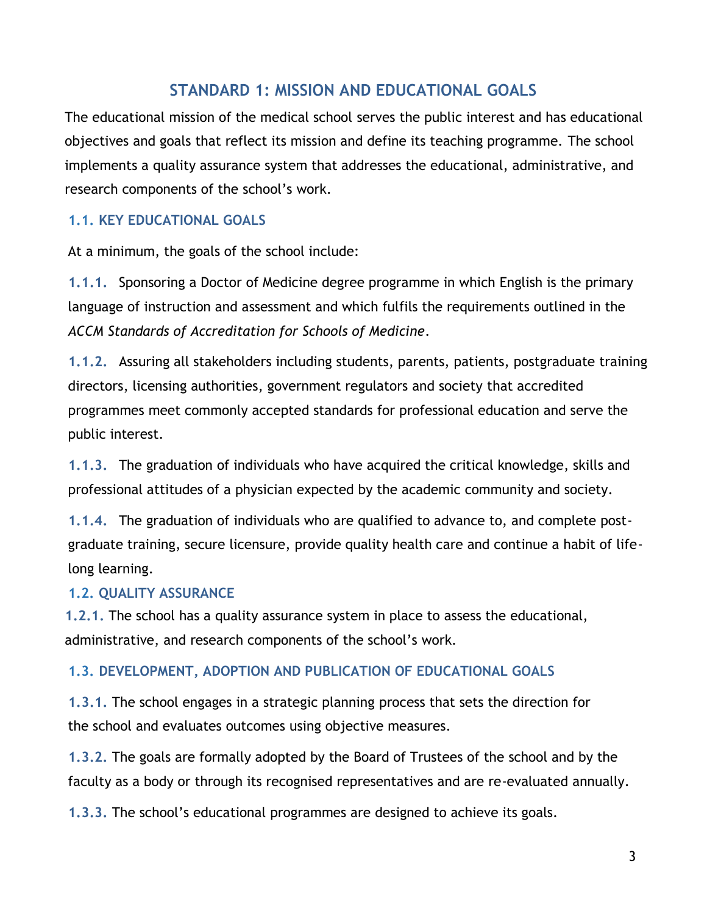## STANDARD 1: MISSION AND EDUCATIONAL GOALS

The educational mission of the medical school serves the public interest and has educational objectives and goals that reflect its mission and define its teaching programme. The school implements a quality assurance system that addresses the educational, administrative, and research components of the school's work.

### 1.1. KEY EDUCATIONAL GOALS

At a minimum, the goals of the school include:

**1.1.1.** Sponsoring a Doctor of Medicine degree programme in which English is the primary language of instruction and assessment and which fulfils the requirements outlined in the *ACCM Standards of Accreditation for Schools of Medicine*.

**1.1.2.** Assuring all stakeholders including students, parents, patients, postgraduate training directors, licensing authorities, government regulators and society that accredited programmes meet commonly accepted standards for professional education and serve the public interest.

**1.1.3.** The graduation of individuals who have acquired the critical knowledge, skills and professional attitudes of a physician expected by the academic community and society.

**1.1.4.** The graduation of individuals who are qualified to advance to, and complete post-graduate training, secure licensure, provide quality health care and continue a habit of life-long learning.

### 1.2. QUALITY ASSURANCE

**1.2.1.** The school has a quality assurance system in place to assess the educational, administrative, and research components of the school's work.

### 1.3. DEVELOPMENT, ADOPTION AND PUBLICATION OF EDUCATIONAL GOALS

**1.3.1.** The school engages in a strategic planning process that sets the direction for the school and evaluates outcomes using objective measures.

**1.3.2.** The goals are formally adopted by the Board of Trustees of the school and by the faculty as a body or through its recognised representatives and are re-evaluated annually.

**1.3.3.** The school's educational programmes are designed to achieve its goals.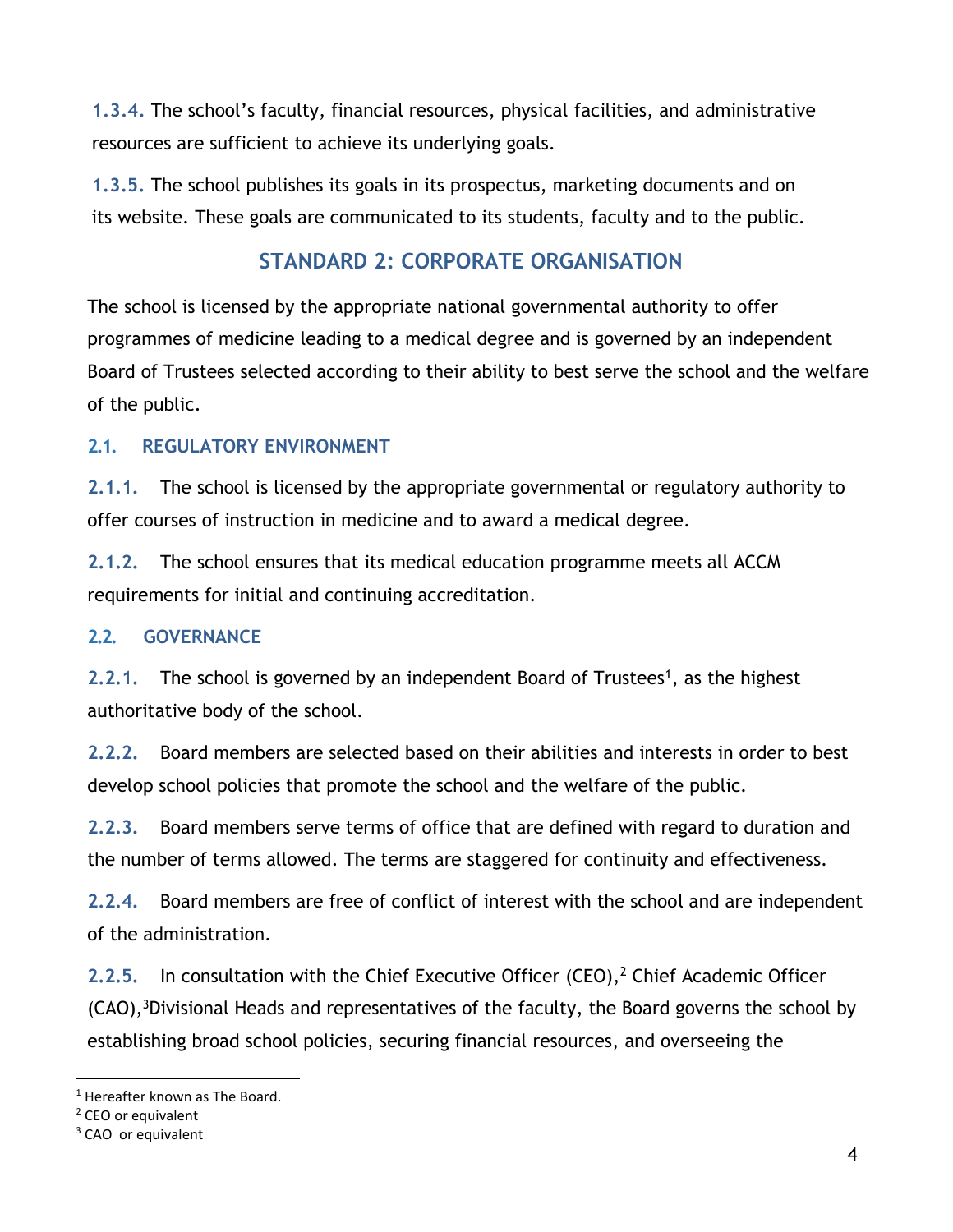**1.3.4.** The school's faculty, financial resources, physical facilities, and administrative resources are sufficient to achieve its underlying goals.

**1.3.5.** The school publishes its goals in its prospectus, marketing documents and on its website. These goals are communicated to its students, faculty and to the public.

## STANDARD 2: CORPORATE ORGANISATION

The school is licensed by the appropriate national governmental authority to offer programmes of medicine leading to a medical degree and is governed by an independent Board of Trustees selected according to their ability to best serve the school and the welfare of the public.

### 2.1. REGULATORY ENVIRONMENT

**2.1.1.** The school is licensed by the appropriate governmental or regulatory authority to offer courses of instruction in medicine and to award a medical degree.

**2.1.2.** The school ensures that its medical education programme meets all ACCM requirements for initial and continuing accreditation.

### 2.2. GOVERNANCE

**2.2.1.** The school is governed by an independent Board of Trustees[1], as the highest authoritative body of the school.

**2.2.2.** Board members are selected based on their abilities and interests in order to best develop school policies that promote the school and the welfare of the public.

**2.2.3.** Board members serve terms of office that are defined with regard to duration and the number of terms allowed. The terms are staggered for continuity and effectiveness.

**2.2.4.** Board members are free of conflict of interest with the school and are independent of the administration.

**2.2.5.** In consultation with the Chief Executive Officer (CEO),[2] Chief Academic Officer (CAO),[3] Divisional Heads and representatives of the faculty, the Board governs the school by establishing broad school policies, securing financial resources, and overseeing the

---

[1] Hereafter known as The Board.

[2] CEO or equivalent

[3] CAO or equivalent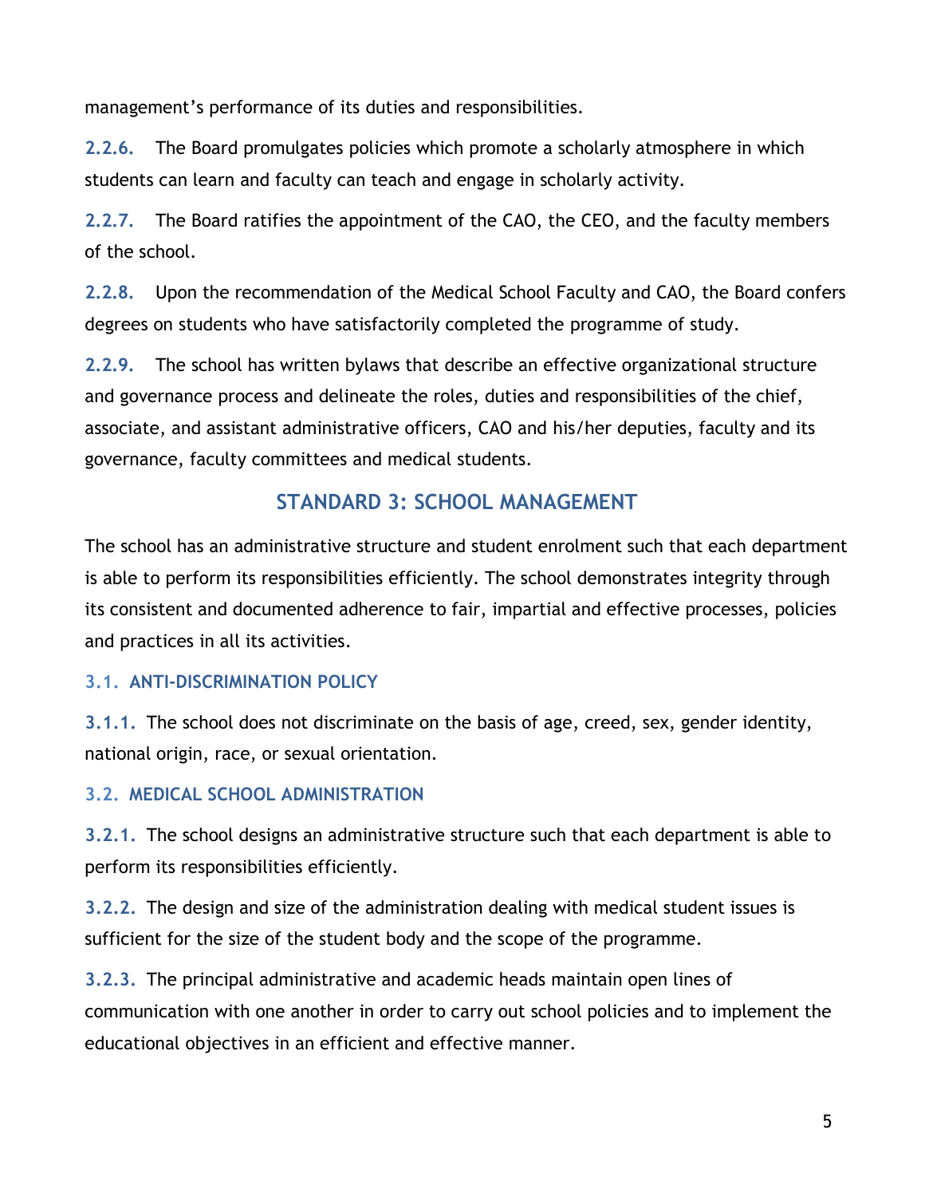management's performance of its duties and responsibilities.

**2.2.6.** The Board promulgates policies which promote a scholarly atmosphere in which students can learn and faculty can teach and engage in scholarly activity.

**2.2.7.** The Board ratifies the appointment of the CAO, the CEO, and the faculty members of the school.

**2.2.8.** Upon the recommendation of the Medical School Faculty and CAO, the Board confers degrees on students who have satisfactorily completed the programme of study.

**2.2.9.** The school has written bylaws that describe an effective organizational structure and governance process and delineate the roles, duties and responsibilities of the chief, associate, and assistant administrative officers, CAO and his/her deputies, faculty and its governance, faculty committees and medical students.

## STANDARD 3: SCHOOL MANAGEMENT

The school has an administrative structure and student enrolment such that each department is able to perform its responsibilities efficiently. The school demonstrates integrity through its consistent and documented adherence to fair, impartial and effective processes, policies and practices in all its activities.

### 3.1. ANTI-DISCRIMINATION POLICY

**3.1.1.** The school does not discriminate on the basis of age, creed, sex, gender identity, national origin, race, or sexual orientation.

### 3.2. MEDICAL SCHOOL ADMINISTRATION

**3.2.1.** The school designs an administrative structure such that each department is able to perform its responsibilities efficiently.

**3.2.2.** The design and size of the administration dealing with medical student issues is sufficient for the size of the student body and the scope of the programme.

**3.2.3.** The principal administrative and academic heads maintain open lines of communication with one another in order to carry out school policies and to implement the educational objectives in an efficient and effective manner.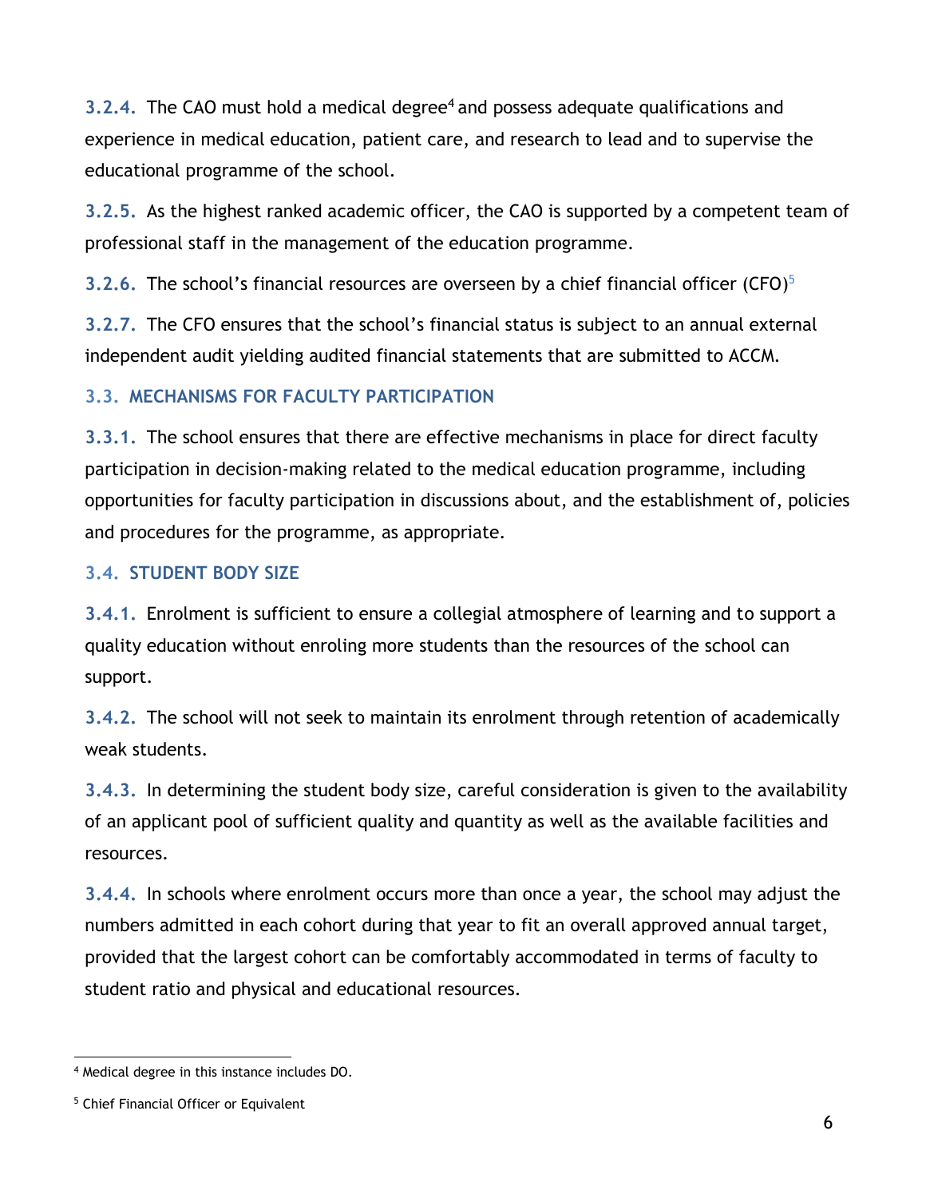**3.2.4.** The CAO must hold a medical degree[4] and possess adequate qualifications and experience in medical education, patient care, and research to lead and to supervise the educational programme of the school.

**3.2.5.** As the highest ranked academic officer, the CAO is supported by a competent team of professional staff in the management of the education programme.

**3.2.6.** The school's financial resources are overseen by a chief financial officer (CFO)[5]

**3.2.7.** The CFO ensures that the school's financial status is subject to an annual external independent audit yielding audited financial statements that are submitted to ACCM.

### 3.3. MECHANISMS FOR FACULTY PARTICIPATION

**3.3.1.** The school ensures that there are effective mechanisms in place for direct faculty participation in decision-making related to the medical education programme, including opportunities for faculty participation in discussions about, and the establishment of, policies and procedures for the programme, as appropriate.

### 3.4. STUDENT BODY SIZE

**3.4.1.** Enrolment is sufficient to ensure a collegial atmosphere of learning and to support a quality education without enroling more students than the resources of the school can support.

**3.4.2.** The school will not seek to maintain its enrolment through retention of academically weak students.

**3.4.3.** In determining the student body size, careful consideration is given to the availability of an applicant pool of sufficient quality and quantity as well as the available facilities and resources.

**3.4.4.** In schools where enrolment occurs more than once a year, the school may adjust the numbers admitted in each cohort during that year to fit an overall approved annual target, provided that the largest cohort can be comfortably accommodated in terms of faculty to student ratio and physical and educational resources.

---

[4] Medical degree in this instance includes DO.

[5] Chief Financial Officer or Equivalent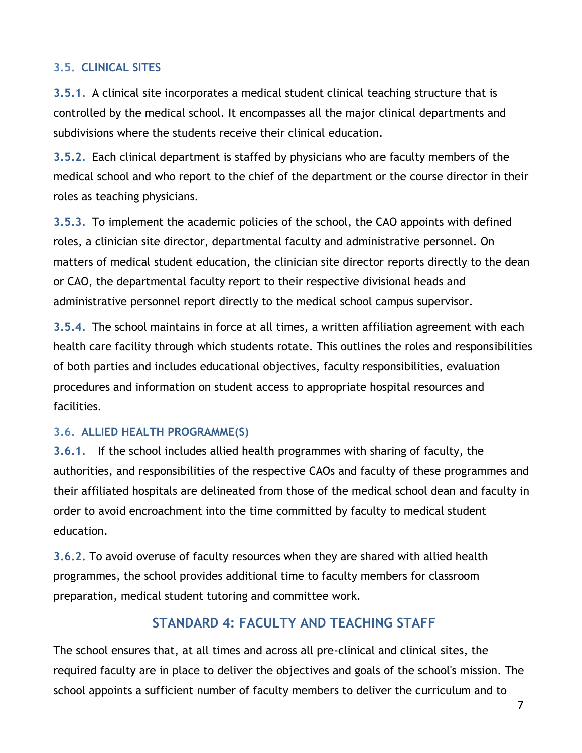### 3.5. CLINICAL SITES

**3.5.1.** A clinical site incorporates a medical student clinical teaching structure that is controlled by the medical school. It encompasses all the major clinical departments and subdivisions where the students receive their clinical education.

**3.5.2.** Each clinical department is staffed by physicians who are faculty members of the medical school and who report to the chief of the department or the course director in their roles as teaching physicians.

**3.5.3.** To implement the academic policies of the school, the CAO appoints with defined roles, a clinician site director, departmental faculty and administrative personnel. On matters of medical student education, the clinician site director reports directly to the dean or CAO, the departmental faculty report to their respective divisional heads and administrative personnel report directly to the medical school campus supervisor.

**3.5.4.** The school maintains in force at all times, a written affiliation agreement with each health care facility through which students rotate. This outlines the roles and responsibilities of both parties and includes educational objectives, faculty responsibilities, evaluation procedures and information on student access to appropriate hospital resources and facilities.

### 3.6. ALLIED HEALTH PROGRAMME(S)

**3.6.1.** If the school includes allied health programmes with sharing of faculty, the authorities, and responsibilities of the respective CAOs and faculty of these programmes and their affiliated hospitals are delineated from those of the medical school dean and faculty in order to avoid encroachment into the time committed by faculty to medical student education.

**3.6.2.** To avoid overuse of faculty resources when they are shared with allied health programmes, the school provides additional time to faculty members for classroom preparation, medical student tutoring and committee work.

## STANDARD 4: FACULTY AND TEACHING STAFF

The school ensures that, at all times and across all pre-clinical and clinical sites, the required faculty are in place to deliver the objectives and goals of the school's mission. The school appoints a sufficient number of faculty members to deliver the curriculum and to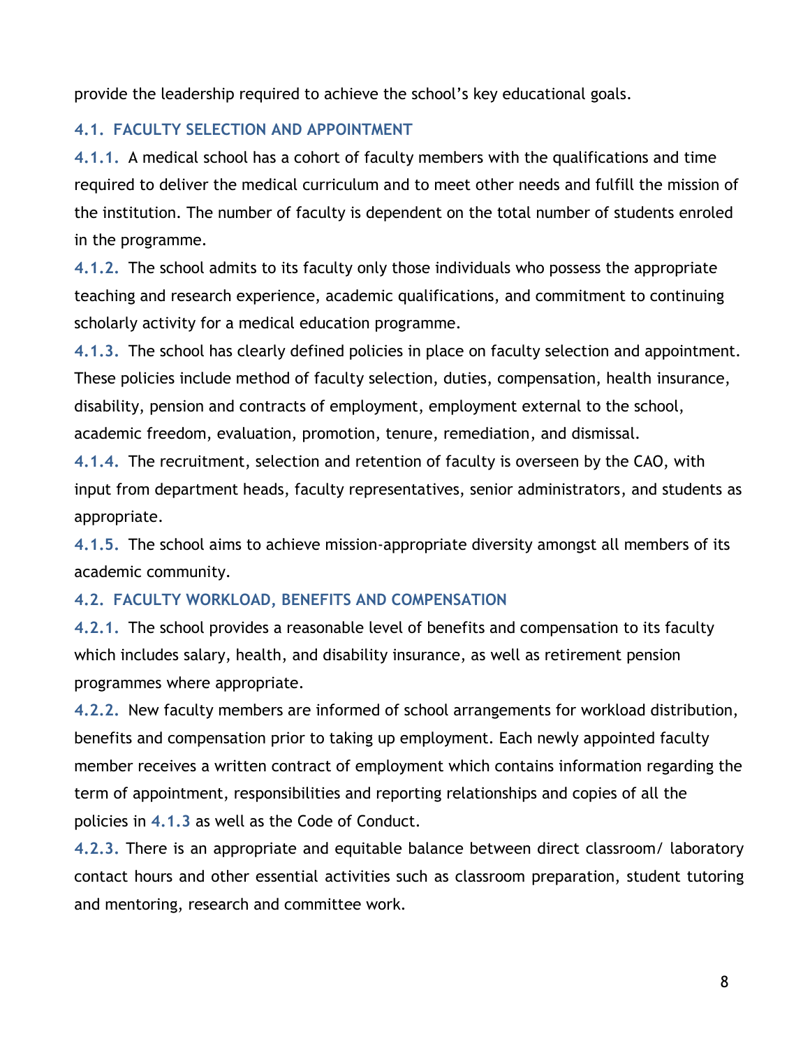provide the leadership required to achieve the school's key educational goals.

### 4.1. FACULTY SELECTION AND APPOINTMENT

**4.1.1.** A medical school has a cohort of faculty members with the qualifications and time required to deliver the medical curriculum and to meet other needs and fulfill the mission of the institution. The number of faculty is dependent on the total number of students enroled in the programme.

**4.1.2.** The school admits to its faculty only those individuals who possess the appropriate teaching and research experience, academic qualifications, and commitment to continuing scholarly activity for a medical education programme.

**4.1.3.** The school has clearly defined policies in place on faculty selection and appointment. These policies include method of faculty selection, duties, compensation, health insurance, disability, pension and contracts of employment, employment external to the school, academic freedom, evaluation, promotion, tenure, remediation, and dismissal.

**4.1.4.** The recruitment, selection and retention of faculty is overseen by the CAO, with input from department heads, faculty representatives, senior administrators, and students as appropriate.

**4.1.5.** The school aims to achieve mission-appropriate diversity amongst all members of its academic community.

### 4.2. FACULTY WORKLOAD, BENEFITS AND COMPENSATION

**4.2.1.** The school provides a reasonable level of benefits and compensation to its faculty which includes salary, health, and disability insurance, as well as retirement pension programmes where appropriate.

**4.2.2.** New faculty members are informed of school arrangements for workload distribution, benefits and compensation prior to taking up employment. Each newly appointed faculty member receives a written contract of employment which contains information regarding the term of appointment, responsibilities and reporting relationships and copies of all the policies in **4.1.3** as well as the Code of Conduct.

**4.2.3.** There is an appropriate and equitable balance between direct classroom/ laboratory contact hours and other essential activities such as classroom preparation, student tutoring and mentoring, research and committee work.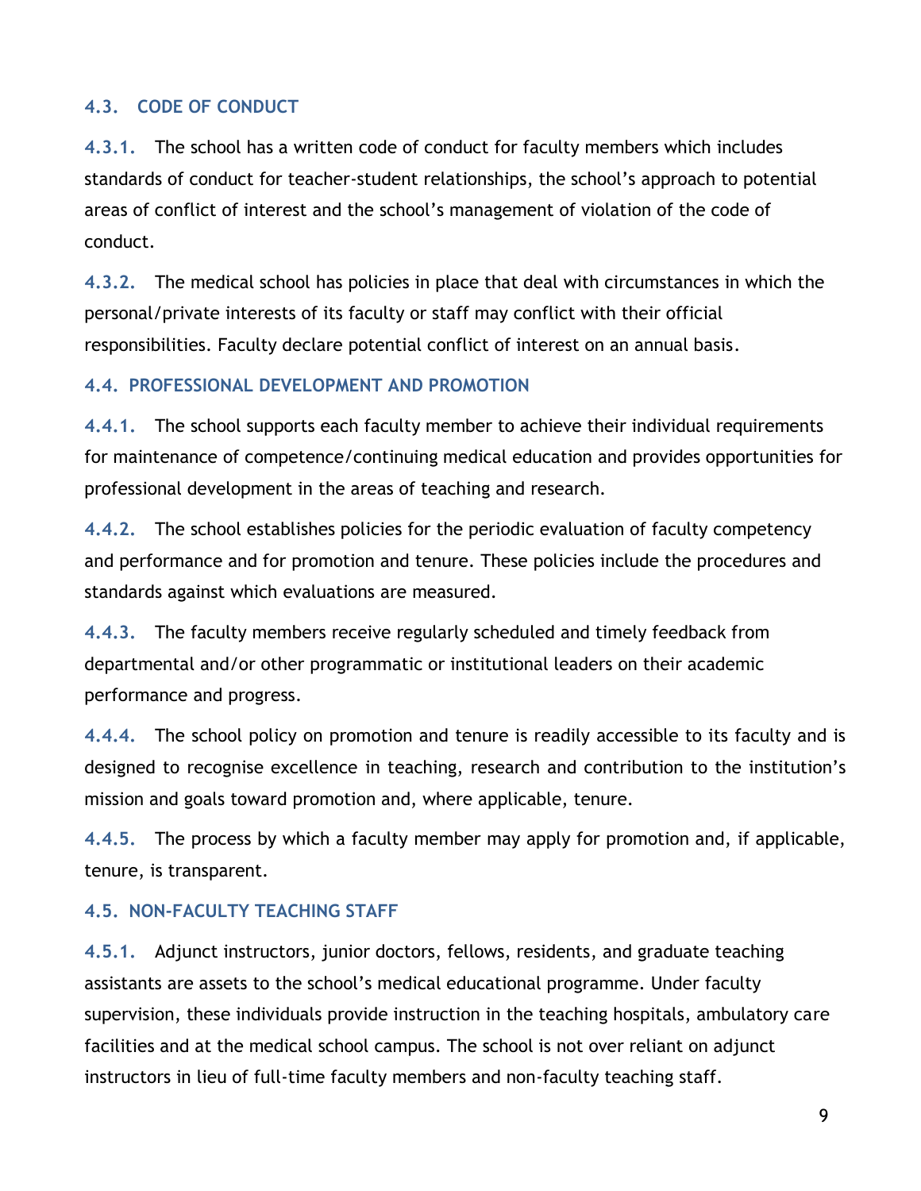### 4.3. CODE OF CONDUCT

**4.3.1.** The school has a written code of conduct for faculty members which includes standards of conduct for teacher-student relationships, the school's approach to potential areas of conflict of interest and the school's management of violation of the code of conduct.

**4.3.2.** The medical school has policies in place that deal with circumstances in which the personal/private interests of its faculty or staff may conflict with their official responsibilities. Faculty declare potential conflict of interest on an annual basis.

### 4.4. PROFESSIONAL DEVELOPMENT AND PROMOTION

**4.4.1.** The school supports each faculty member to achieve their individual requirements for maintenance of competence/continuing medical education and provides opportunities for professional development in the areas of teaching and research.

**4.4.2.** The school establishes policies for the periodic evaluation of faculty competency and performance and for promotion and tenure. These policies include the procedures and standards against which evaluations are measured.

**4.4.3.** The faculty members receive regularly scheduled and timely feedback from departmental and/or other programmatic or institutional leaders on their academic performance and progress.

**4.4.4.** The school policy on promotion and tenure is readily accessible to its faculty and is designed to recognise excellence in teaching, research and contribution to the institution's mission and goals toward promotion and, where applicable, tenure.

**4.4.5.** The process by which a faculty member may apply for promotion and, if applicable, tenure, is transparent.

### 4.5. NON-FACULTY TEACHING STAFF

**4.5.1.** Adjunct instructors, junior doctors, fellows, residents, and graduate teaching assistants are assets to the school's medical educational programme. Under faculty supervision, these individuals provide instruction in the teaching hospitals, ambulatory care facilities and at the medical school campus. The school is not over reliant on adjunct instructors in lieu of full-time faculty members and non-faculty teaching staff.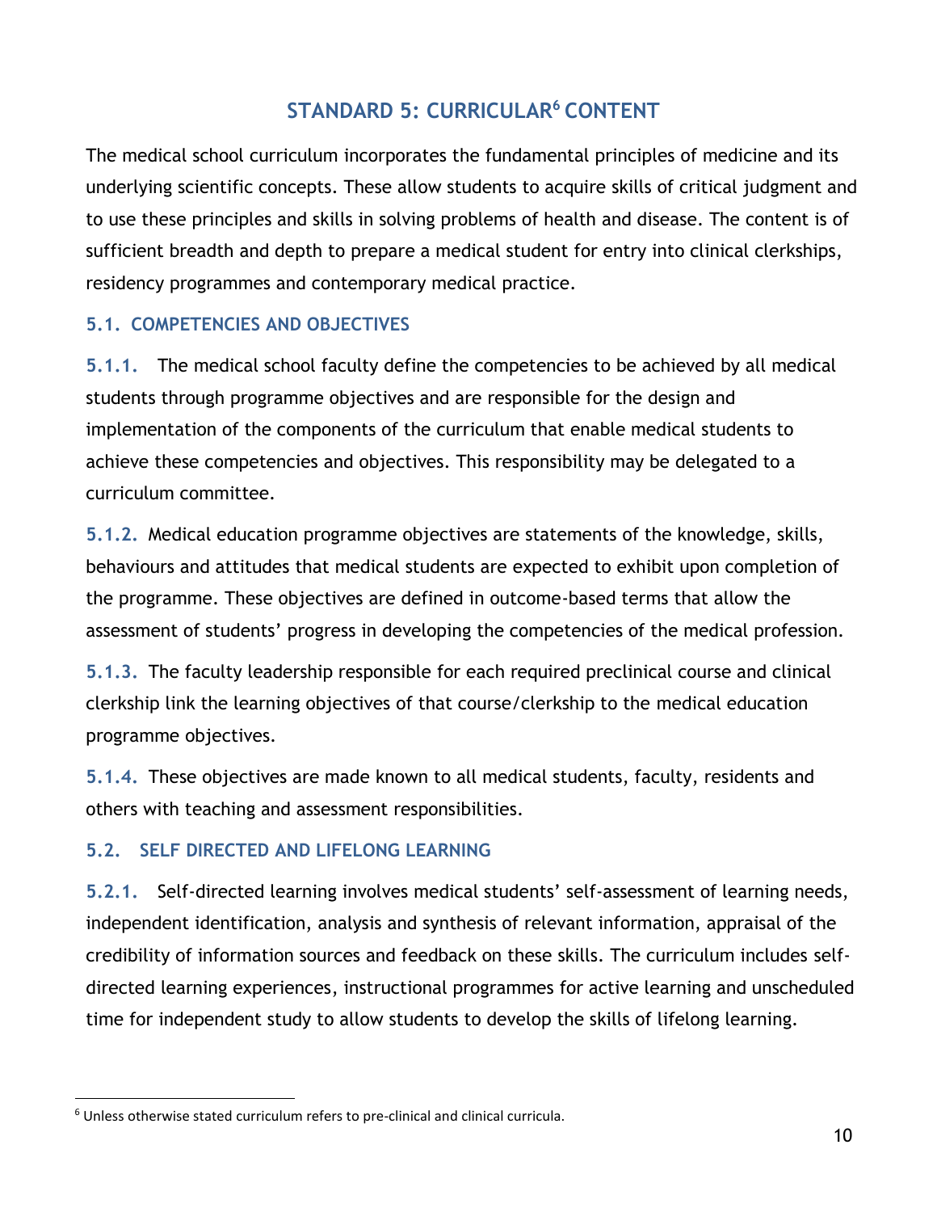## STANDARD 5: CURRICULAR[6] CONTENT

The medical school curriculum incorporates the fundamental principles of medicine and its underlying scientific concepts. These allow students to acquire skills of critical judgment and to use these principles and skills in solving problems of health and disease. The content is of sufficient breadth and depth to prepare a medical student for entry into clinical clerkships, residency programmes and contemporary medical practice.

### 5.1. COMPETENCIES AND OBJECTIVES

**5.1.1.** The medical school faculty define the competencies to be achieved by all medical students through programme objectives and are responsible for the design and implementation of the components of the curriculum that enable medical students to achieve these competencies and objectives. This responsibility may be delegated to a curriculum committee.

**5.1.2.** Medical education programme objectives are statements of the knowledge, skills, behaviours and attitudes that medical students are expected to exhibit upon completion of the programme. These objectives are defined in outcome-based terms that allow the assessment of students' progress in developing the competencies of the medical profession.

**5.1.3.** The faculty leadership responsible for each required preclinical course and clinical clerkship link the learning objectives of that course/clerkship to the medical education programme objectives.

**5.1.4.** These objectives are made known to all medical students, faculty, residents and others with teaching and assessment responsibilities.

### 5.2. SELF DIRECTED AND LIFELONG LEARNING

**5.2.1.** Self-directed learning involves medical students' self-assessment of learning needs, independent identification, analysis and synthesis of relevant information, appraisal of the credibility of information sources and feedback on these skills. The curriculum includes self-directed learning experiences, instructional programmes for active learning and unscheduled time for independent study to allow students to develop the skills of lifelong learning.

---

[6] Unless otherwise stated curriculum refers to pre-clinical and clinical curricula.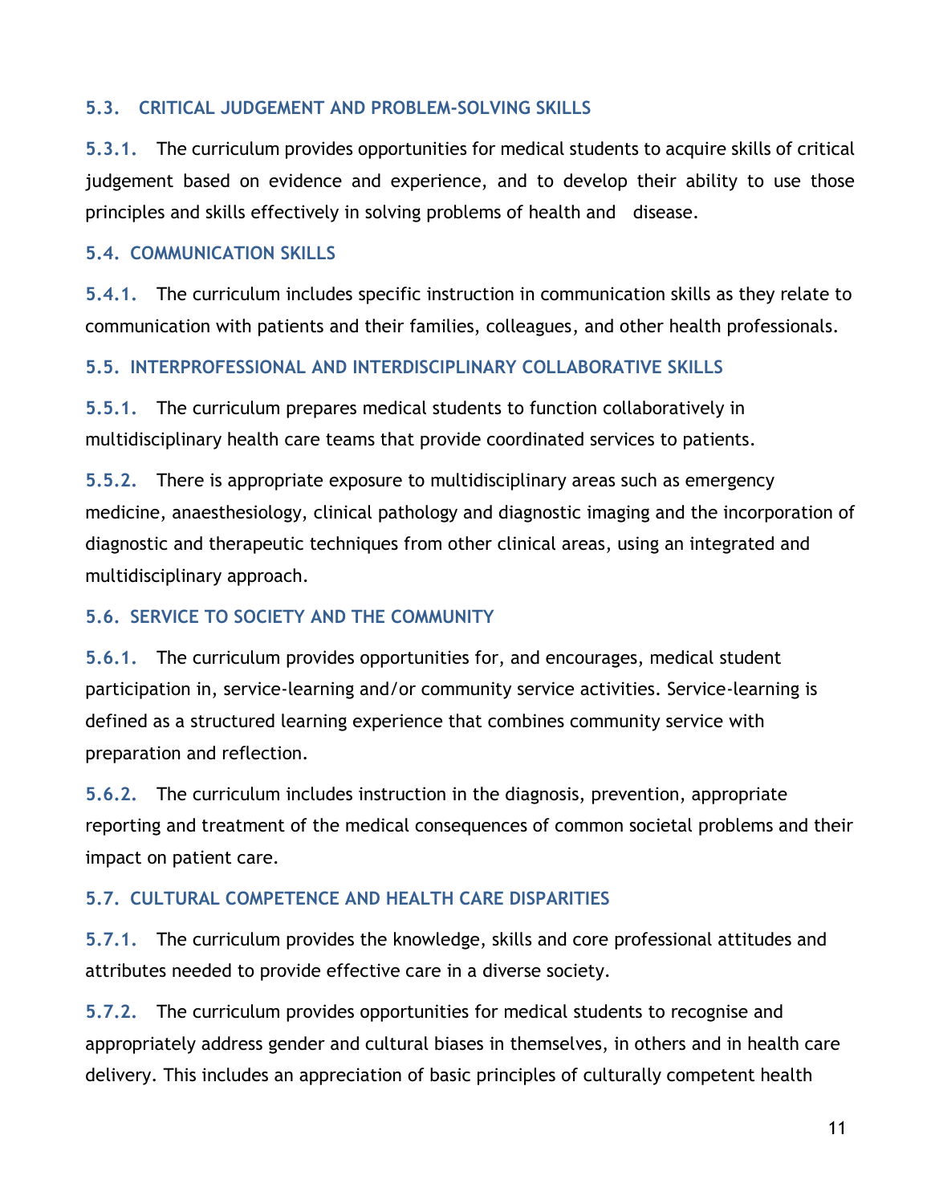### 5.3. CRITICAL JUDGEMENT AND PROBLEM-SOLVING SKILLS

**5.3.1.** The curriculum provides opportunities for medical students to acquire skills of critical judgement based on evidence and experience, and to develop their ability to use those principles and skills effectively in solving problems of health and disease.

### 5.4. COMMUNICATION SKILLS

**5.4.1.** The curriculum includes specific instruction in communication skills as they relate to communication with patients and their families, colleagues, and other health professionals.

### 5.5. INTERPROFESSIONAL AND INTERDISCIPLINARY COLLABORATIVE SKILLS

**5.5.1.** The curriculum prepares medical students to function collaboratively in multidisciplinary health care teams that provide coordinated services to patients.

**5.5.2.** There is appropriate exposure to multidisciplinary areas such as emergency medicine, anaesthesiology, clinical pathology and diagnostic imaging and the incorporation of diagnostic and therapeutic techniques from other clinical areas, using an integrated and multidisciplinary approach.

### 5.6. SERVICE TO SOCIETY AND THE COMMUNITY

**5.6.1.** The curriculum provides opportunities for, and encourages, medical student participation in, service-learning and/or community service activities. Service-learning is defined as a structured learning experience that combines community service with preparation and reflection.

**5.6.2.** The curriculum includes instruction in the diagnosis, prevention, appropriate reporting and treatment of the medical consequences of common societal problems and their impact on patient care.

### 5.7. CULTURAL COMPETENCE AND HEALTH CARE DISPARITIES

**5.7.1.** The curriculum provides the knowledge, skills and core professional attitudes and attributes needed to provide effective care in a diverse society.

**5.7.2.** The curriculum provides opportunities for medical students to recognise and appropriately address gender and cultural biases in themselves, in others and in health care delivery. This includes an appreciation of basic principles of culturally competent health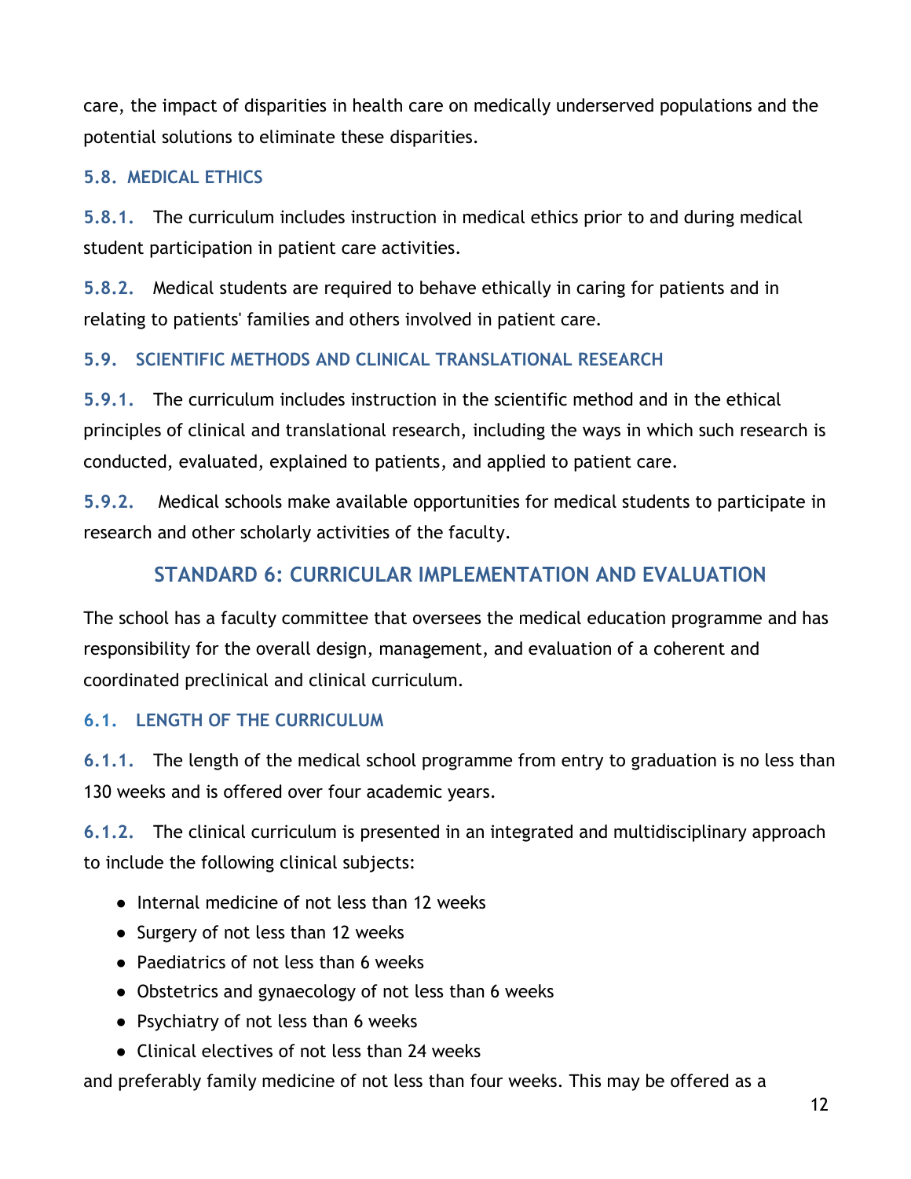care, the impact of disparities in health care on medically underserved populations and the potential solutions to eliminate these disparities.

### 5.8. MEDICAL ETHICS

**5.8.1.** The curriculum includes instruction in medical ethics prior to and during medical student participation in patient care activities.

**5.8.2.** Medical students are required to behave ethically in caring for patients and in relating to patients' families and others involved in patient care.

### 5.9. SCIENTIFIC METHODS AND CLINICAL TRANSLATIONAL RESEARCH

**5.9.1.** The curriculum includes instruction in the scientific method and in the ethical principles of clinical and translational research, including the ways in which such research is conducted, evaluated, explained to patients, and applied to patient care.

**5.9.2.** Medical schools make available opportunities for medical students to participate in research and other scholarly activities of the faculty.

## STANDARD 6: CURRICULAR IMPLEMENTATION AND EVALUATION

The school has a faculty committee that oversees the medical education programme and has responsibility for the overall design, management, and evaluation of a coherent and coordinated preclinical and clinical curriculum.

### 6.1. LENGTH OF THE CURRICULUM

**6.1.1.** The length of the medical school programme from entry to graduation is no less than 130 weeks and is offered over four academic years.

**6.1.2.** The clinical curriculum is presented in an integrated and multidisciplinary approach to include the following clinical subjects:

- Internal medicine of not less than 12 weeks
- Surgery of not less than 12 weeks
- Paediatrics of not less than 6 weeks
- Obstetrics and gynaecology of not less than 6 weeks
- Psychiatry of not less than 6 weeks
- Clinical electives of not less than 24 weeks

and preferably family medicine of not less than four weeks. This may be offered as a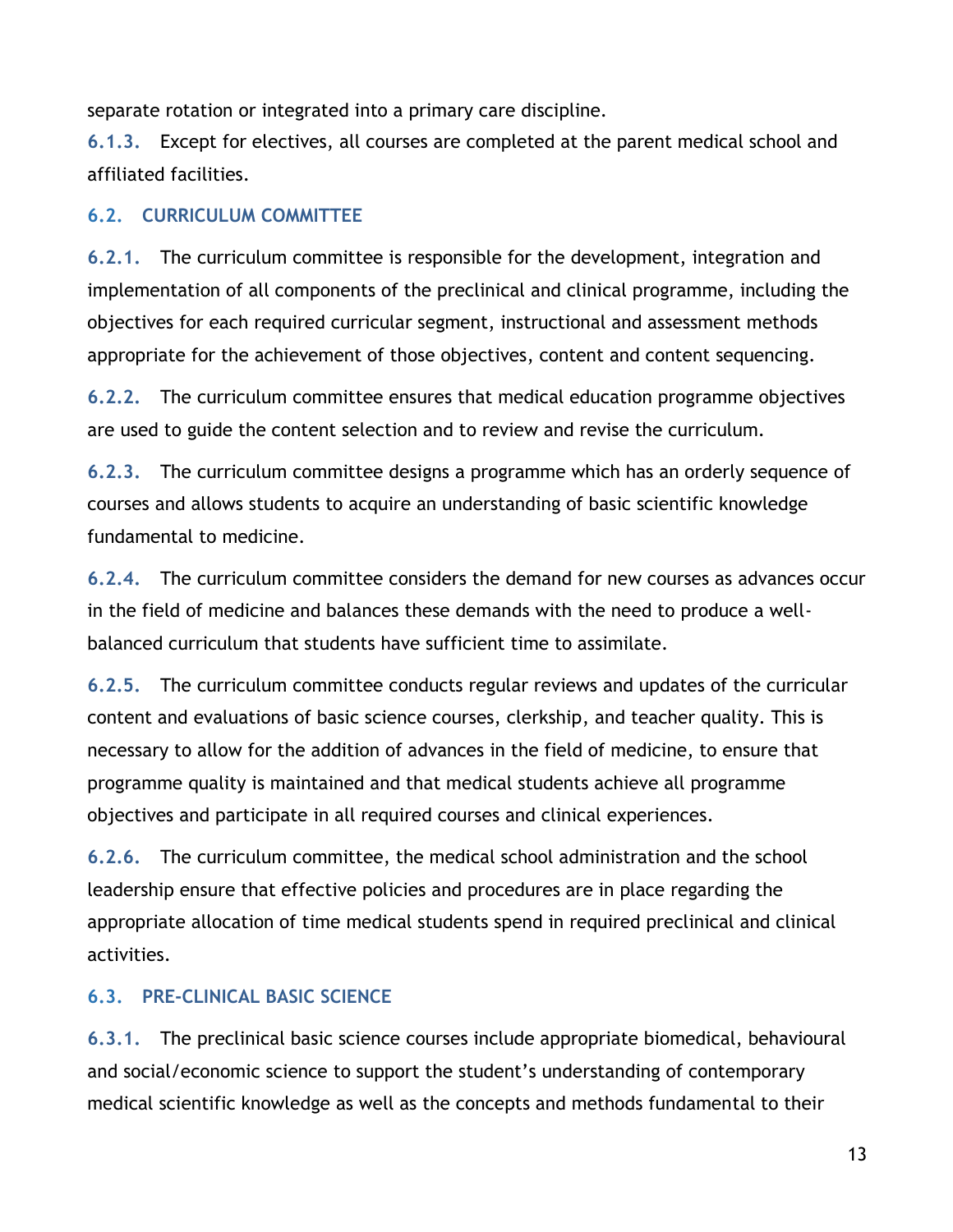separate rotation or integrated into a primary care discipline.

**6.1.3.** Except for electives, all courses are completed at the parent medical school and affiliated facilities.

### 6.2. CURRICULUM COMMITTEE

**6.2.1.** The curriculum committee is responsible for the development, integration and implementation of all components of the preclinical and clinical programme, including the objectives for each required curricular segment, instructional and assessment methods appropriate for the achievement of those objectives, content and content sequencing.

**6.2.2.** The curriculum committee ensures that medical education programme objectives are used to guide the content selection and to review and revise the curriculum.

**6.2.3.** The curriculum committee designs a programme which has an orderly sequence of courses and allows students to acquire an understanding of basic scientific knowledge fundamental to medicine.

**6.2.4.** The curriculum committee considers the demand for new courses as advances occur in the field of medicine and balances these demands with the need to produce a well-balanced curriculum that students have sufficient time to assimilate.

**6.2.5.** The curriculum committee conducts regular reviews and updates of the curricular content and evaluations of basic science courses, clerkship, and teacher quality. This is necessary to allow for the addition of advances in the field of medicine, to ensure that programme quality is maintained and that medical students achieve all programme objectives and participate in all required courses and clinical experiences.

**6.2.6.** The curriculum committee, the medical school administration and the school leadership ensure that effective policies and procedures are in place regarding the appropriate allocation of time medical students spend in required preclinical and clinical activities.

### 6.3. PRE-CLINICAL BASIC SCIENCE

**6.3.1.** The preclinical basic science courses include appropriate biomedical, behavioural and social/economic science to support the student's understanding of contemporary medical scientific knowledge as well as the concepts and methods fundamental to their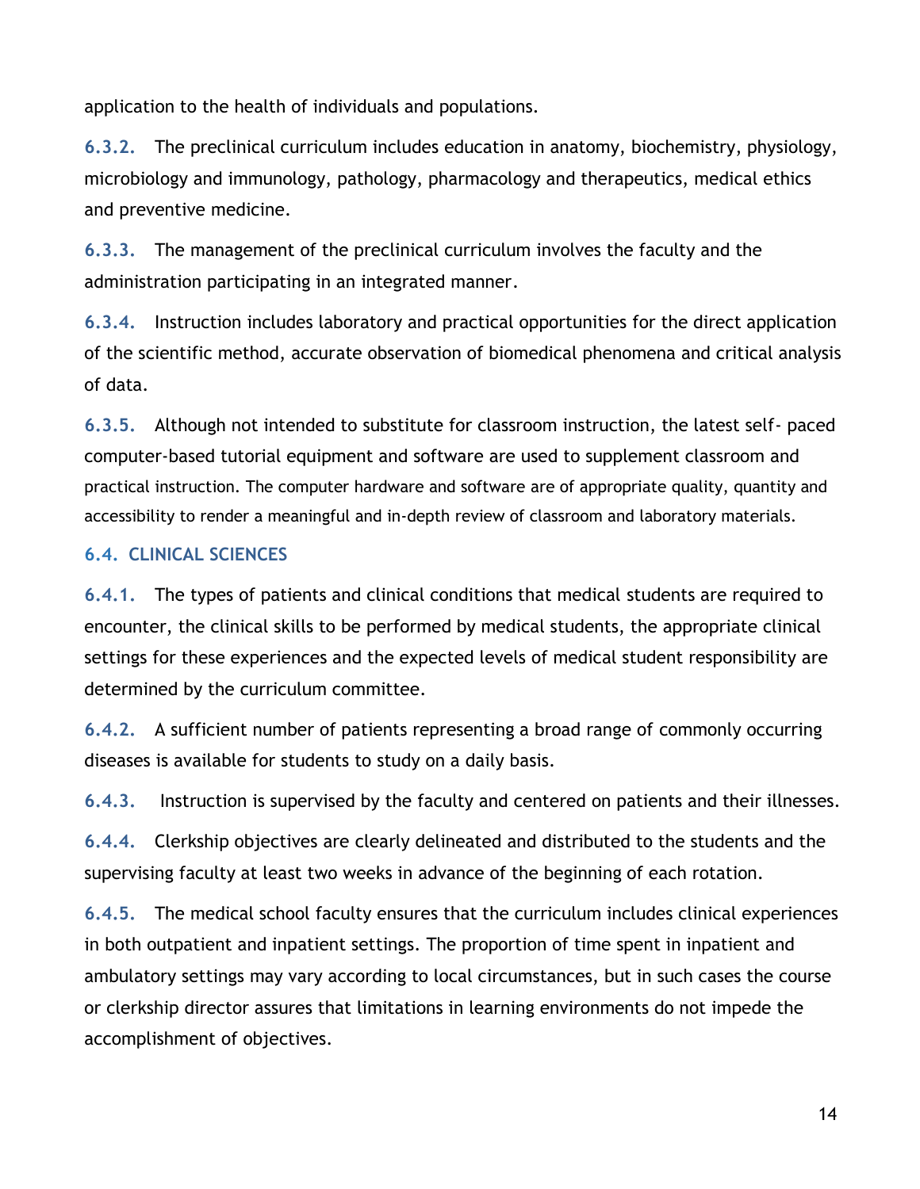application to the health of individuals and populations.

**6.3.2.** The preclinical curriculum includes education in anatomy, biochemistry, physiology, microbiology and immunology, pathology, pharmacology and therapeutics, medical ethics and preventive medicine.

**6.3.3.** The management of the preclinical curriculum involves the faculty and the administration participating in an integrated manner.

**6.3.4.** Instruction includes laboratory and practical opportunities for the direct application of the scientific method, accurate observation of biomedical phenomena and critical analysis of data.

**6.3.5.** Although not intended to substitute for classroom instruction, the latest self- paced computer-based tutorial equipment and software are used to supplement classroom and practical instruction. The computer hardware and software are of appropriate quality, quantity and accessibility to render a meaningful and in-depth review of classroom and laboratory materials.

### 6.4. CLINICAL SCIENCES

**6.4.1.** The types of patients and clinical conditions that medical students are required to encounter, the clinical skills to be performed by medical students, the appropriate clinical settings for these experiences and the expected levels of medical student responsibility are determined by the curriculum committee.

**6.4.2.** A sufficient number of patients representing a broad range of commonly occurring diseases is available for students to study on a daily basis.

**6.4.3.** Instruction is supervised by the faculty and centered on patients and their illnesses.

**6.4.4.** Clerkship objectives are clearly delineated and distributed to the students and the supervising faculty at least two weeks in advance of the beginning of each rotation.

**6.4.5.** The medical school faculty ensures that the curriculum includes clinical experiences in both outpatient and inpatient settings. The proportion of time spent in inpatient and ambulatory settings may vary according to local circumstances, but in such cases the course or clerkship director assures that limitations in learning environments do not impede the accomplishment of objectives.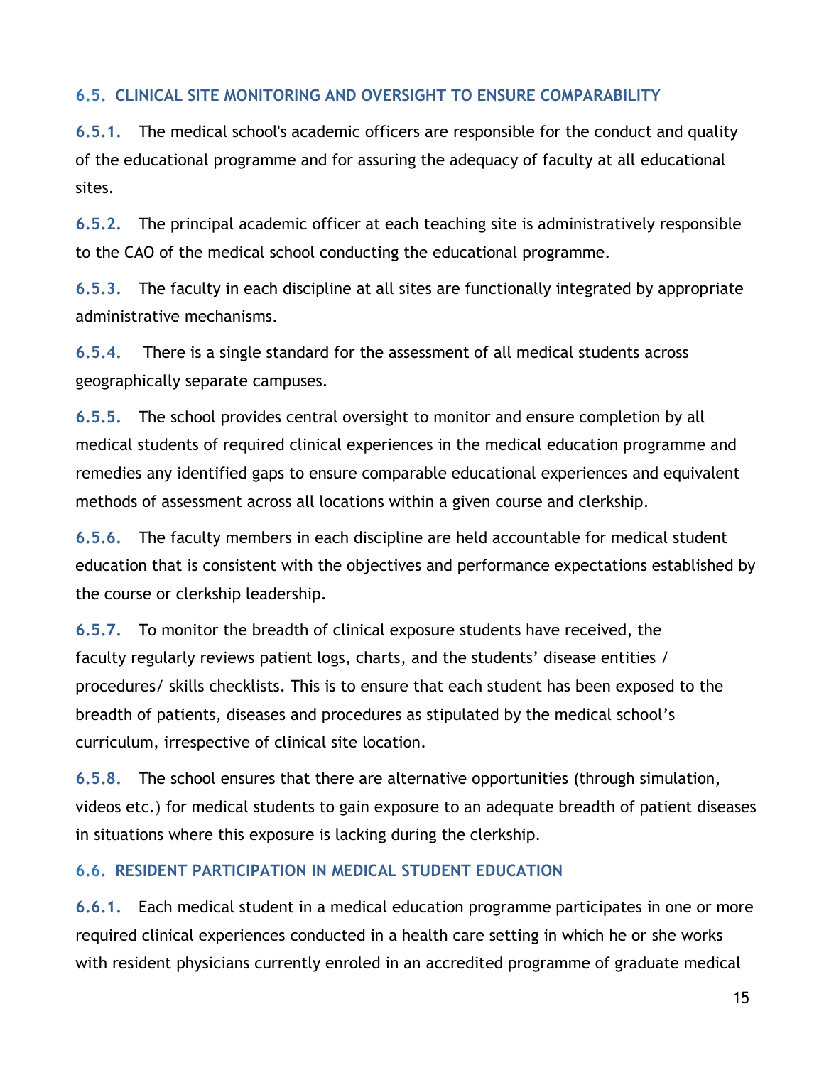### 6.5. CLINICAL SITE MONITORING AND OVERSIGHT TO ENSURE COMPARABILITY

**6.5.1.** The medical school's academic officers are responsible for the conduct and quality of the educational programme and for assuring the adequacy of faculty at all educational sites.

**6.5.2.** The principal academic officer at each teaching site is administratively responsible to the CAO of the medical school conducting the educational programme.

**6.5.3.** The faculty in each discipline at all sites are functionally integrated by appropriate administrative mechanisms.

**6.5.4.** There is a single standard for the assessment of all medical students across geographically separate campuses.

**6.5.5.** The school provides central oversight to monitor and ensure completion by all medical students of required clinical experiences in the medical education programme and remedies any identified gaps to ensure comparable educational experiences and equivalent methods of assessment across all locations within a given course and clerkship.

**6.5.6.** The faculty members in each discipline are held accountable for medical student education that is consistent with the objectives and performance expectations established by the course or clerkship leadership.

**6.5.7.** To monitor the breadth of clinical exposure students have received, the faculty regularly reviews patient logs, charts, and the students' disease entities / procedures/ skills checklists. This is to ensure that each student has been exposed to the breadth of patients, diseases and procedures as stipulated by the medical school's curriculum, irrespective of clinical site location.

**6.5.8.** The school ensures that there are alternative opportunities (through simulation, videos etc.) for medical students to gain exposure to an adequate breadth of patient diseases in situations where this exposure is lacking during the clerkship.

### 6.6. RESIDENT PARTICIPATION IN MEDICAL STUDENT EDUCATION

**6.6.1.** Each medical student in a medical education programme participates in one or more required clinical experiences conducted in a health care setting in which he or she works with resident physicians currently enroled in an accredited programme of graduate medical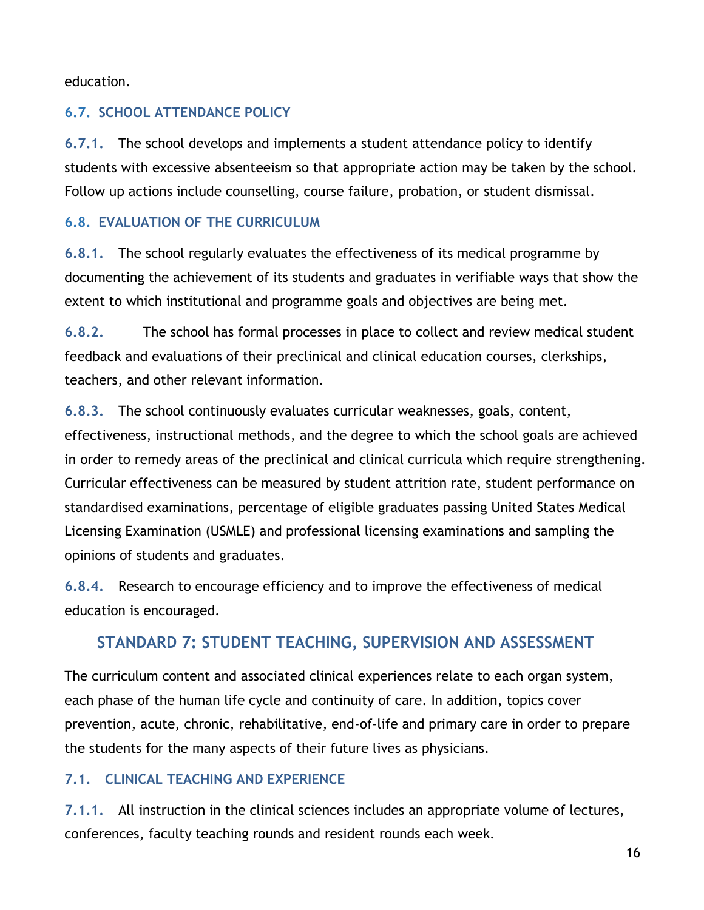education.

### 6.7. SCHOOL ATTENDANCE POLICY

**6.7.1.** The school develops and implements a student attendance policy to identify students with excessive absenteeism so that appropriate action may be taken by the school. Follow up actions include counselling, course failure, probation, or student dismissal.

### 6.8. EVALUATION OF THE CURRICULUM

**6.8.1.** The school regularly evaluates the effectiveness of its medical programme by documenting the achievement of its students and graduates in verifiable ways that show the extent to which institutional and programme goals and objectives are being met.

**6.8.2.** The school has formal processes in place to collect and review medical student feedback and evaluations of their preclinical and clinical education courses, clerkships, teachers, and other relevant information.

**6.8.3.** The school continuously evaluates curricular weaknesses, goals, content, effectiveness, instructional methods, and the degree to which the school goals are achieved in order to remedy areas of the preclinical and clinical curricula which require strengthening. Curricular effectiveness can be measured by student attrition rate, student performance on standardised examinations, percentage of eligible graduates passing United States Medical Licensing Examination (USMLE) and professional licensing examinations and sampling the opinions of students and graduates.

**6.8.4.** Research to encourage efficiency and to improve the effectiveness of medical education is encouraged.

## STANDARD 7: STUDENT TEACHING, SUPERVISION AND ASSESSMENT

The curriculum content and associated clinical experiences relate to each organ system, each phase of the human life cycle and continuity of care. In addition, topics cover prevention, acute, chronic, rehabilitative, end-of-life and primary care in order to prepare the students for the many aspects of their future lives as physicians.

### 7.1. CLINICAL TEACHING AND EXPERIENCE

**7.1.1.** All instruction in the clinical sciences includes an appropriate volume of lectures, conferences, faculty teaching rounds and resident rounds each week.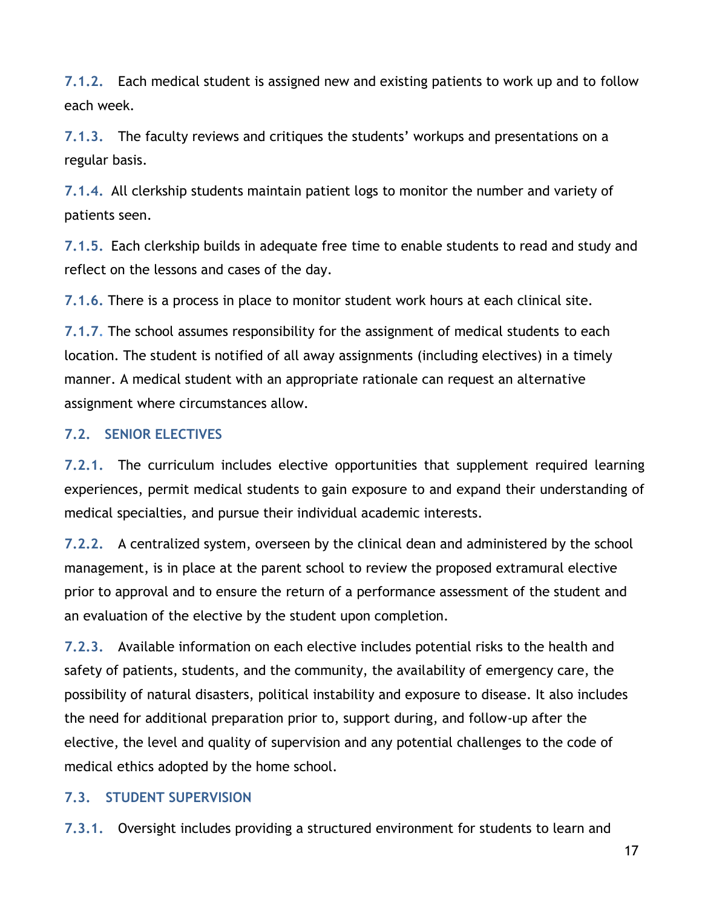**7.1.2.** Each medical student is assigned new and existing patients to work up and to follow each week.

**7.1.3.** The faculty reviews and critiques the students' workups and presentations on a regular basis.

**7.1.4.** All clerkship students maintain patient logs to monitor the number and variety of patients seen.

**7.1.5.** Each clerkship builds in adequate free time to enable students to read and study and reflect on the lessons and cases of the day.

**7.1.6.** There is a process in place to monitor student work hours at each clinical site.

**7.1.7.** The school assumes responsibility for the assignment of medical students to each location. The student is notified of all away assignments (including electives) in a timely manner. A medical student with an appropriate rationale can request an alternative assignment where circumstances allow.

### 7.2. SENIOR ELECTIVES

**7.2.1.** The curriculum includes elective opportunities that supplement required learning experiences, permit medical students to gain exposure to and expand their understanding of medical specialties, and pursue their individual academic interests.

**7.2.2.** A centralized system, overseen by the clinical dean and administered by the school management, is in place at the parent school to review the proposed extramural elective prior to approval and to ensure the return of a performance assessment of the student and an evaluation of the elective by the student upon completion.

**7.2.3.** Available information on each elective includes potential risks to the health and safety of patients, students, and the community, the availability of emergency care, the possibility of natural disasters, political instability and exposure to disease. It also includes the need for additional preparation prior to, support during, and follow-up after the elective, the level and quality of supervision and any potential challenges to the code of medical ethics adopted by the home school.

### 7.3. STUDENT SUPERVISION

**7.3.1.** Oversight includes providing a structured environment for students to learn and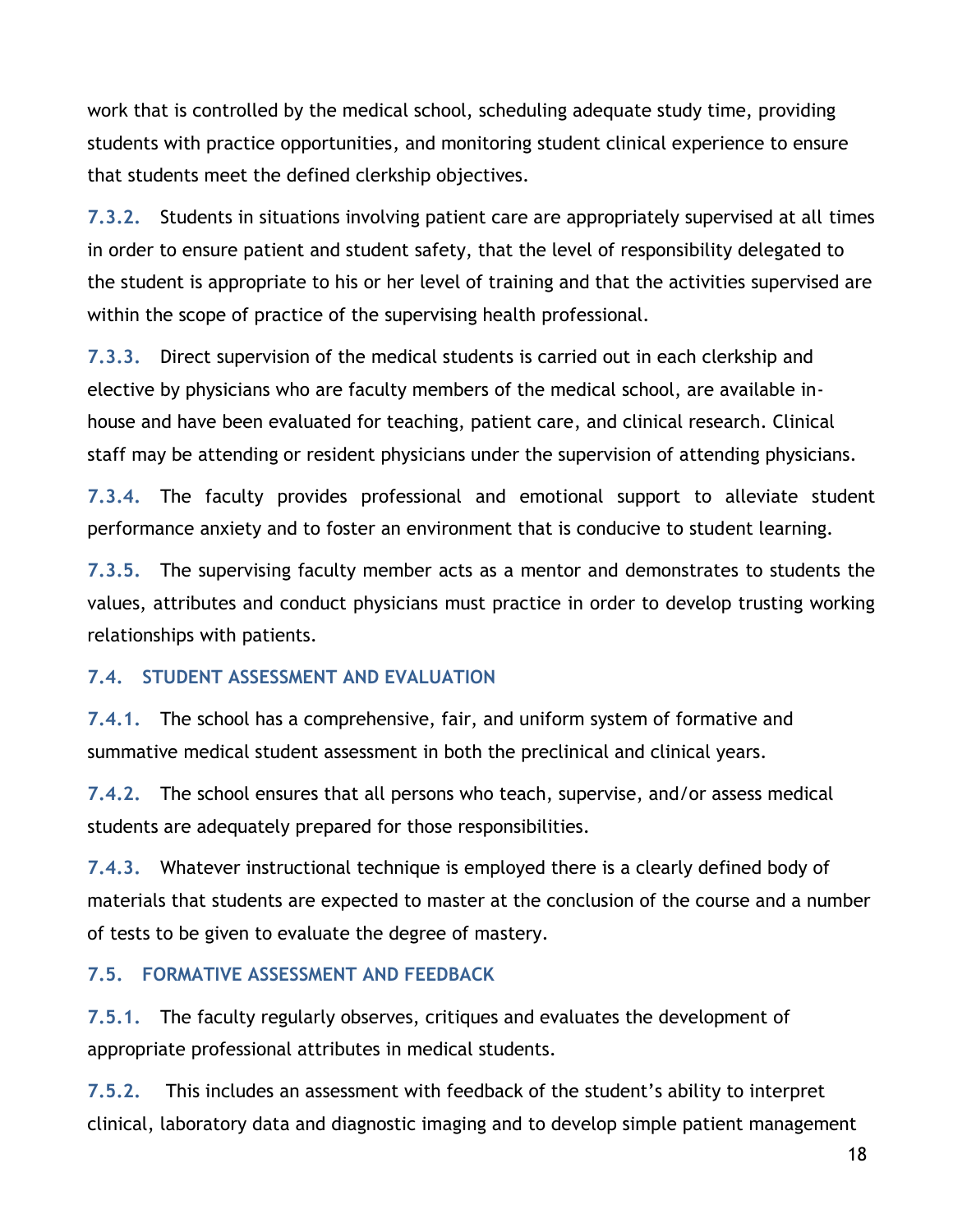work that is controlled by the medical school, scheduling adequate study time, providing students with practice opportunities, and monitoring student clinical experience to ensure that students meet the defined clerkship objectives.

**7.3.2.** Students in situations involving patient care are appropriately supervised at all times in order to ensure patient and student safety, that the level of responsibility delegated to the student is appropriate to his or her level of training and that the activities supervised are within the scope of practice of the supervising health professional.

**7.3.3.** Direct supervision of the medical students is carried out in each clerkship and elective by physicians who are faculty members of the medical school, are available in-house and have been evaluated for teaching, patient care, and clinical research. Clinical staff may be attending or resident physicians under the supervision of attending physicians.

**7.3.4.** The faculty provides professional and emotional support to alleviate student performance anxiety and to foster an environment that is conducive to student learning.

**7.3.5.** The supervising faculty member acts as a mentor and demonstrates to students the values, attributes and conduct physicians must practice in order to develop trusting working relationships with patients.

### 7.4. STUDENT ASSESSMENT AND EVALUATION

**7.4.1.** The school has a comprehensive, fair, and uniform system of formative and summative medical student assessment in both the preclinical and clinical years.

**7.4.2.** The school ensures that all persons who teach, supervise, and/or assess medical students are adequately prepared for those responsibilities.

**7.4.3.** Whatever instructional technique is employed there is a clearly defined body of materials that students are expected to master at the conclusion of the course and a number of tests to be given to evaluate the degree of mastery.

### 7.5. FORMATIVE ASSESSMENT AND FEEDBACK

**7.5.1.** The faculty regularly observes, critiques and evaluates the development of appropriate professional attributes in medical students.

**7.5.2.** This includes an assessment with feedback of the student's ability to interpret clinical, laboratory data and diagnostic imaging and to develop simple patient management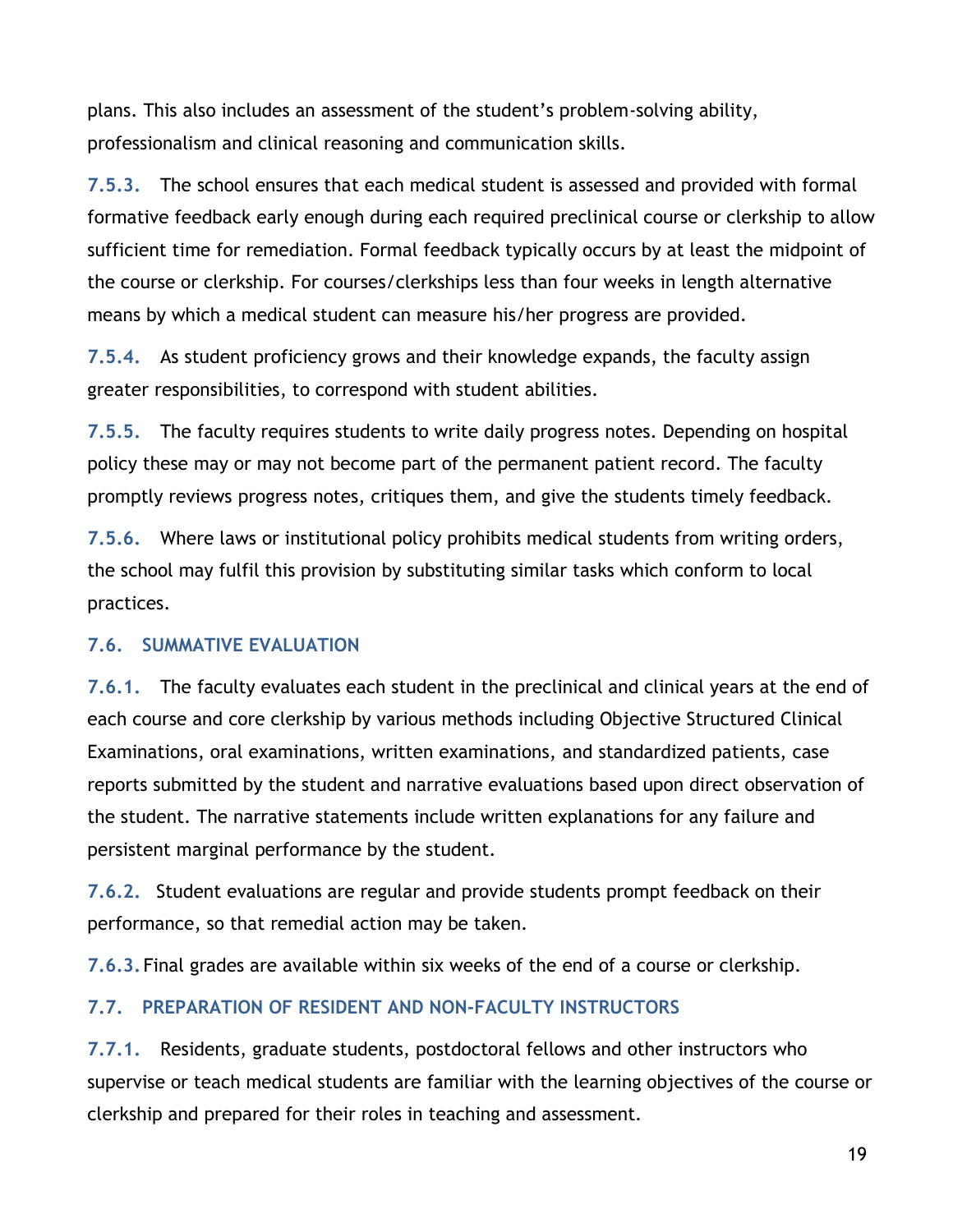plans. This also includes an assessment of the student's problem-solving ability, professionalism and clinical reasoning and communication skills.

**7.5.3.** The school ensures that each medical student is assessed and provided with formal formative feedback early enough during each required preclinical course or clerkship to allow sufficient time for remediation. Formal feedback typically occurs by at least the midpoint of the course or clerkship. For courses/clerkships less than four weeks in length alternative means by which a medical student can measure his/her progress are provided.

**7.5.4.** As student proficiency grows and their knowledge expands, the faculty assign greater responsibilities, to correspond with student abilities.

**7.5.5.** The faculty requires students to write daily progress notes. Depending on hospital policy these may or may not become part of the permanent patient record. The faculty promptly reviews progress notes, critiques them, and give the students timely feedback.

**7.5.6.** Where laws or institutional policy prohibits medical students from writing orders, the school may fulfil this provision by substituting similar tasks which conform to local practices.

### 7.6. SUMMATIVE EVALUATION

**7.6.1.** The faculty evaluates each student in the preclinical and clinical years at the end of each course and core clerkship by various methods including Objective Structured Clinical Examinations, oral examinations, written examinations, and standardized patients, case reports submitted by the student and narrative evaluations based upon direct observation of the student. The narrative statements include written explanations for any failure and persistent marginal performance by the student.

**7.6.2.** Student evaluations are regular and provide students prompt feedback on their performance, so that remedial action may be taken.

**7.6.3.** Final grades are available within six weeks of the end of a course or clerkship.

### 7.7. PREPARATION OF RESIDENT AND NON-FACULTY INSTRUCTORS

**7.7.1.** Residents, graduate students, postdoctoral fellows and other instructors who supervise or teach medical students are familiar with the learning objectives of the course or clerkship and prepared for their roles in teaching and assessment.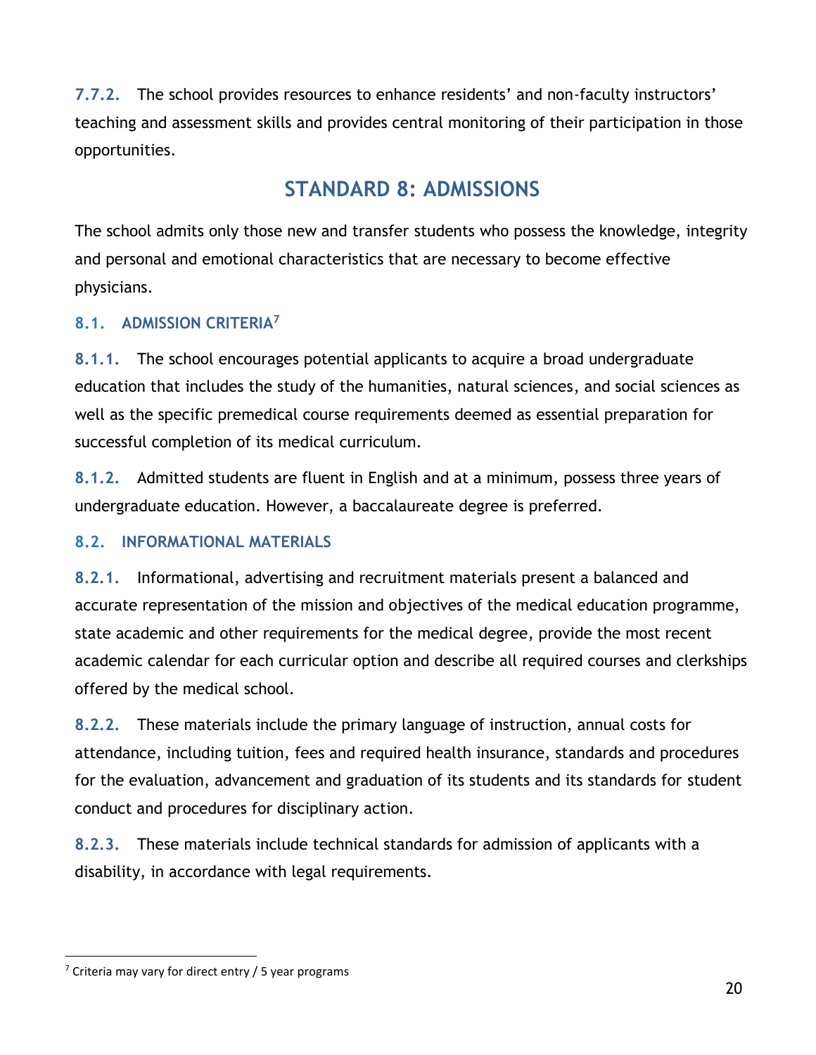**7.7.2.** The school provides resources to enhance residents' and non-faculty instructors' teaching and assessment skills and provides central monitoring of their participation in those opportunities.

# STANDARD 8: ADMISSIONS

The school admits only those new and transfer students who possess the knowledge, integrity and personal and emotional characteristics that are necessary to become effective physicians.

## 8.1. ADMISSION CRITERIA[7]

**8.1.1.** The school encourages potential applicants to acquire a broad undergraduate education that includes the study of the humanities, natural sciences, and social sciences as well as the specific premedical course requirements deemed as essential preparation for successful completion of its medical curriculum.

**8.1.2.** Admitted students are fluent in English and at a minimum, possess three years of undergraduate education. However, a baccalaureate degree is preferred.

## 8.2. INFORMATIONAL MATERIALS

**8.2.1.** Informational, advertising and recruitment materials present a balanced and accurate representation of the mission and objectives of the medical education programme, state academic and other requirements for the medical degree, provide the most recent academic calendar for each curricular option and describe all required courses and clerkships offered by the medical school.

**8.2.2.** These materials include the primary language of instruction, annual costs for attendance, including tuition, fees and required health insurance, standards and procedures for the evaluation, advancement and graduation of its students and its standards for student conduct and procedures for disciplinary action.

**8.2.3.** These materials include technical standards for admission of applicants with a disability, in accordance with legal requirements.

---

[7] Criteria may vary for direct entry / 5 year programs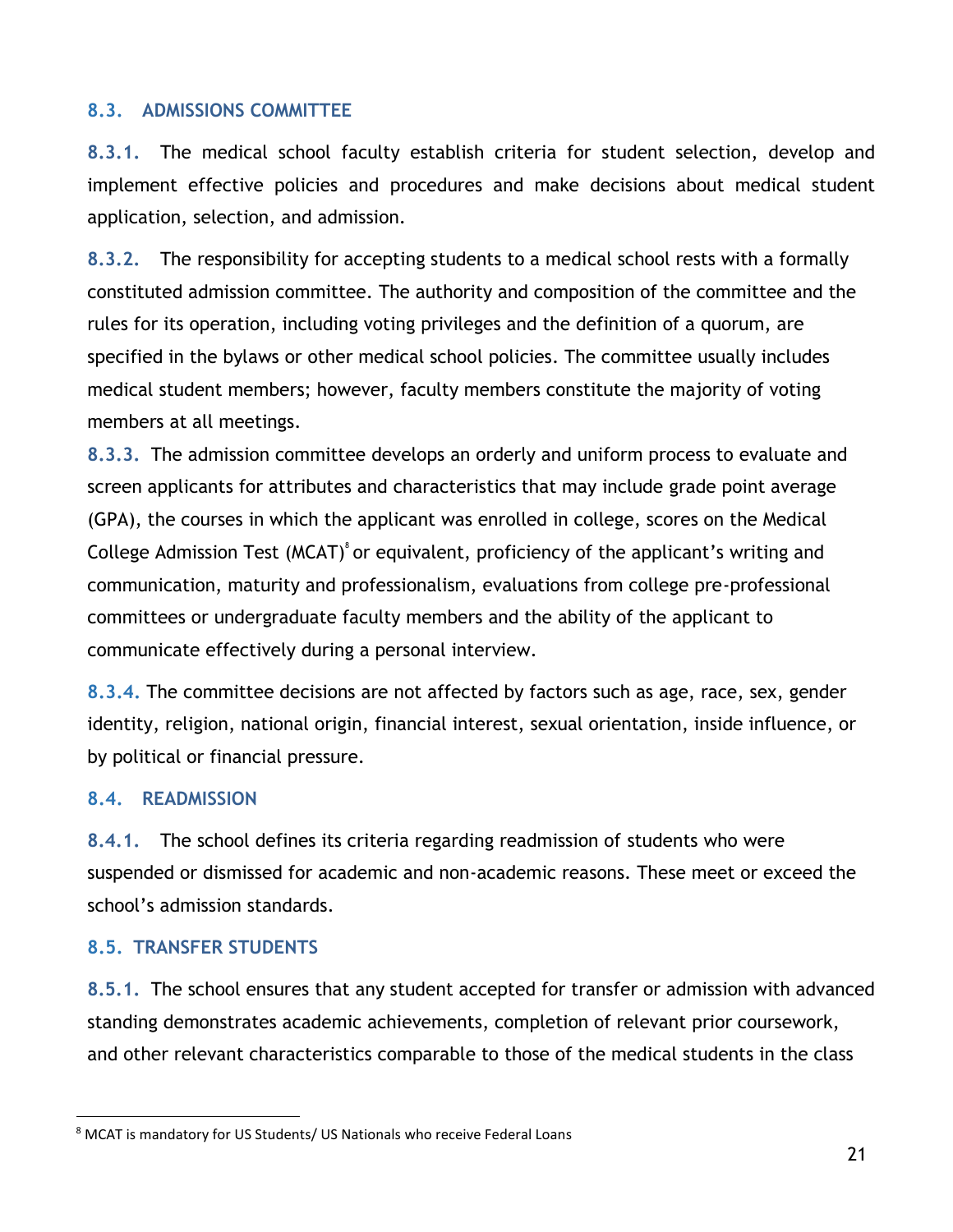## 8.3. ADMISSIONS COMMITTEE

**8.3.1.** The medical school faculty establish criteria for student selection, develop and implement effective policies and procedures and make decisions about medical student application, selection, and admission.

**8.3.2.** The responsibility for accepting students to a medical school rests with a formally constituted admission committee. The authority and composition of the committee and the rules for its operation, including voting privileges and the definition of a quorum, are specified in the bylaws or other medical school policies. The committee usually includes medical student members; however, faculty members constitute the majority of voting members at all meetings.

**8.3.3.** The admission committee develops an orderly and uniform process to evaluate and screen applicants for attributes and characteristics that may include grade point average (GPA), the courses in which the applicant was enrolled in college, scores on the Medical College Admission Test (MCAT)[8] or equivalent, proficiency of the applicant's writing and communication, maturity and professionalism, evaluations from college pre-professional committees or undergraduate faculty members and the ability of the applicant to communicate effectively during a personal interview.

**8.3.4.** The committee decisions are not affected by factors such as age, race, sex, gender identity, religion, national origin, financial interest, sexual orientation, inside influence, or by political or financial pressure.

## 8.4. READMISSION

**8.4.1.** The school defines its criteria regarding readmission of students who were suspended or dismissed for academic and non-academic reasons. These meet or exceed the school's admission standards.

## 8.5. TRANSFER STUDENTS

**8.5.1.** The school ensures that any student accepted for transfer or admission with advanced standing demonstrates academic achievements, completion of relevant prior coursework, and other relevant characteristics comparable to those of the medical students in the class

[8] MCAT is mandatory for US Students/ US Nationals who receive Federal Loans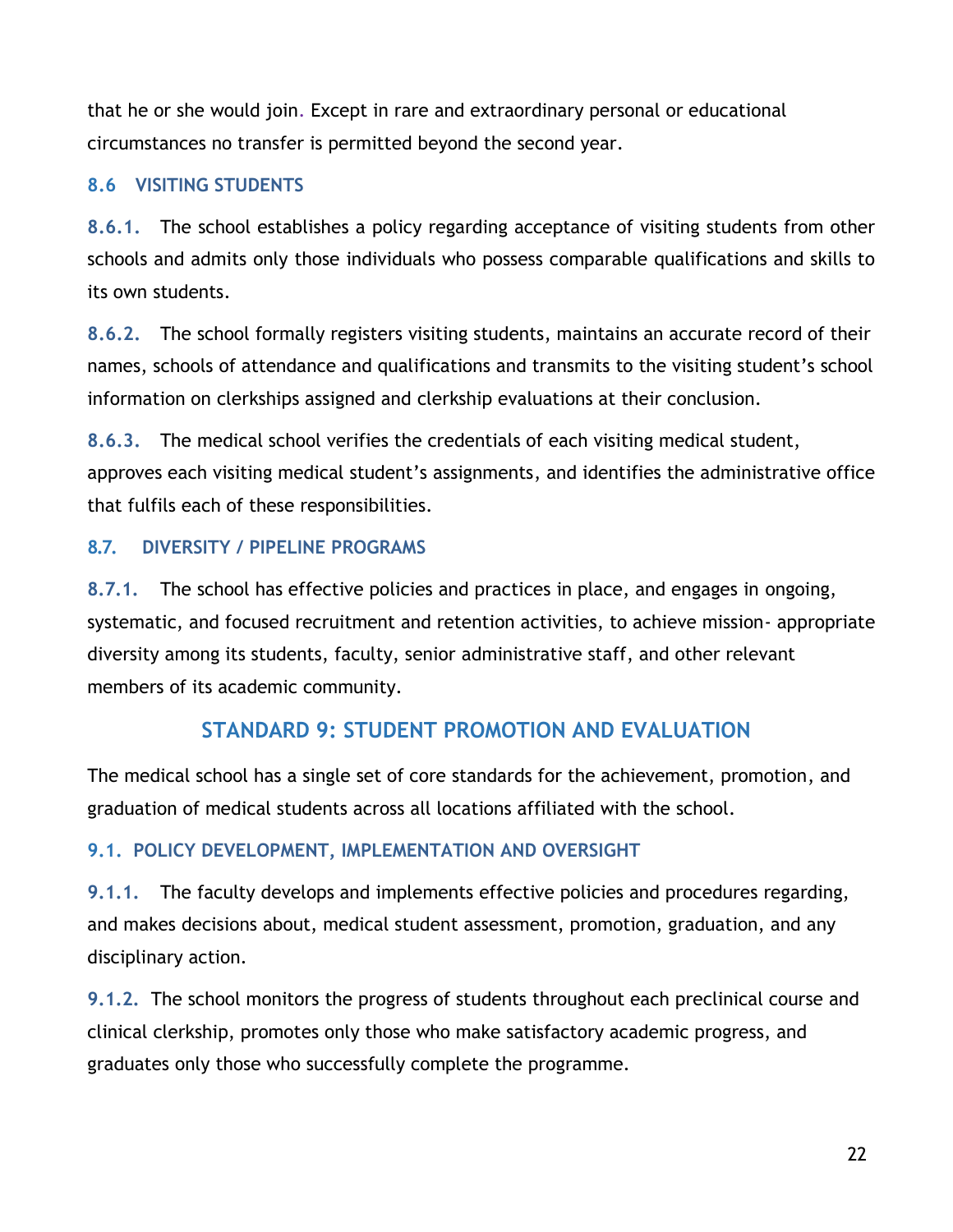that he or she would join. Except in rare and extraordinary personal or educational circumstances no transfer is permitted beyond the second year.

### 8.6 VISITING STUDENTS

**8.6.1.** The school establishes a policy regarding acceptance of visiting students from other schools and admits only those individuals who possess comparable qualifications and skills to its own students.

**8.6.2.** The school formally registers visiting students, maintains an accurate record of their names, schools of attendance and qualifications and transmits to the visiting student's school information on clerkships assigned and clerkship evaluations at their conclusion.

**8.6.3.** The medical school verifies the credentials of each visiting medical student, approves each visiting medical student's assignments, and identifies the administrative office that fulfils each of these responsibilities.

### 8.7. DIVERSITY / PIPELINE PROGRAMS

**8.7.1.** The school has effective policies and practices in place, and engages in ongoing, systematic, and focused recruitment and retention activities, to achieve mission- appropriate diversity among its students, faculty, senior administrative staff, and other relevant members of its academic community.

## STANDARD 9: STUDENT PROMOTION AND EVALUATION

The medical school has a single set of core standards for the achievement, promotion, and graduation of medical students across all locations affiliated with the school.

### 9.1. POLICY DEVELOPMENT, IMPLEMENTATION AND OVERSIGHT

**9.1.1.** The faculty develops and implements effective policies and procedures regarding, and makes decisions about, medical student assessment, promotion, graduation, and any disciplinary action.

**9.1.2.** The school monitors the progress of students throughout each preclinical course and clinical clerkship, promotes only those who make satisfactory academic progress, and graduates only those who successfully complete the programme.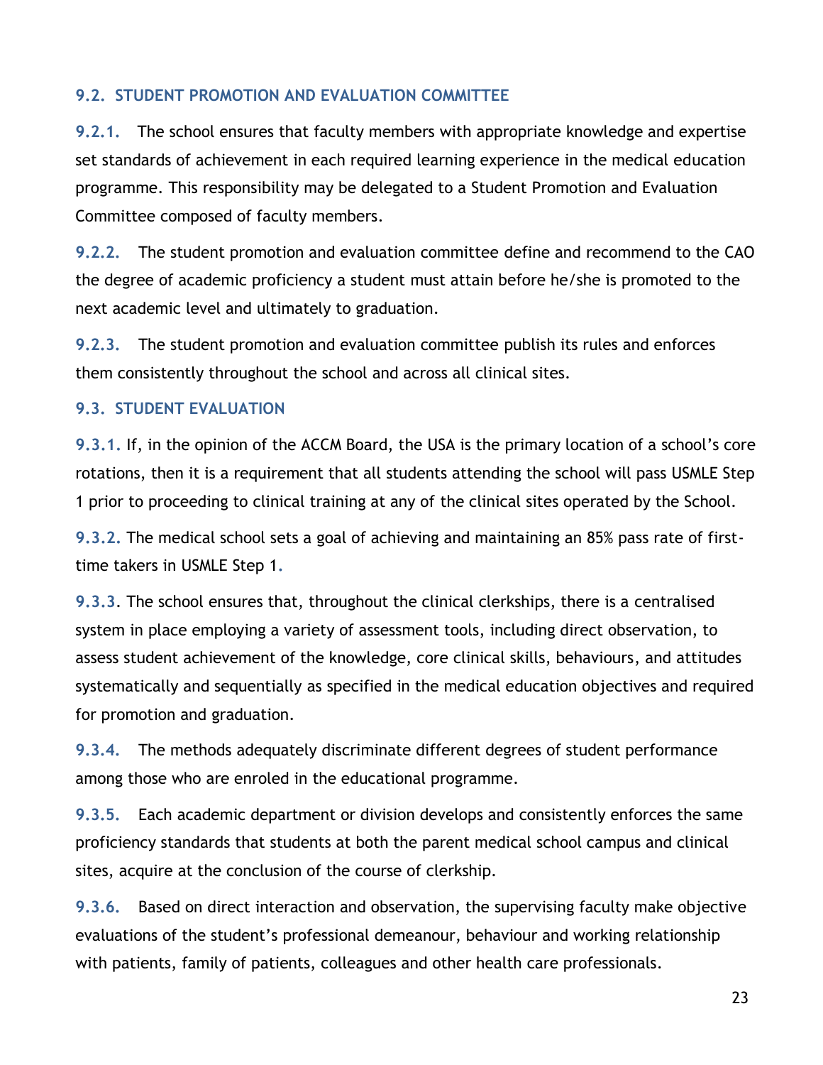### 9.2. STUDENT PROMOTION AND EVALUATION COMMITTEE

**9.2.1.** The school ensures that faculty members with appropriate knowledge and expertise set standards of achievement in each required learning experience in the medical education programme. This responsibility may be delegated to a Student Promotion and Evaluation Committee composed of faculty members.

**9.2.2.** The student promotion and evaluation committee define and recommend to the CAO the degree of academic proficiency a student must attain before he/she is promoted to the next academic level and ultimately to graduation.

**9.2.3.** The student promotion and evaluation committee publish its rules and enforces them consistently throughout the school and across all clinical sites.

### 9.3. STUDENT EVALUATION

**9.3.1.** If, in the opinion of the ACCM Board, the USA is the primary location of a school's core rotations, then it is a requirement that all students attending the school will pass USMLE Step 1 prior to proceeding to clinical training at any of the clinical sites operated by the School.

**9.3.2.** The medical school sets a goal of achieving and maintaining an 85% pass rate of first-time takers in USMLE Step 1.

**9.3.3**. The school ensures that, throughout the clinical clerkships, there is a centralised system in place employing a variety of assessment tools, including direct observation, to assess student achievement of the knowledge, core clinical skills, behaviours, and attitudes systematically and sequentially as specified in the medical education objectives and required for promotion and graduation.

**9.3.4.** The methods adequately discriminate different degrees of student performance among those who are enroled in the educational programme.

**9.3.5.** Each academic department or division develops and consistently enforces the same proficiency standards that students at both the parent medical school campus and clinical sites, acquire at the conclusion of the course of clerkship.

**9.3.6.** Based on direct interaction and observation, the supervising faculty make objective evaluations of the student's professional demeanour, behaviour and working relationship with patients, family of patients, colleagues and other health care professionals.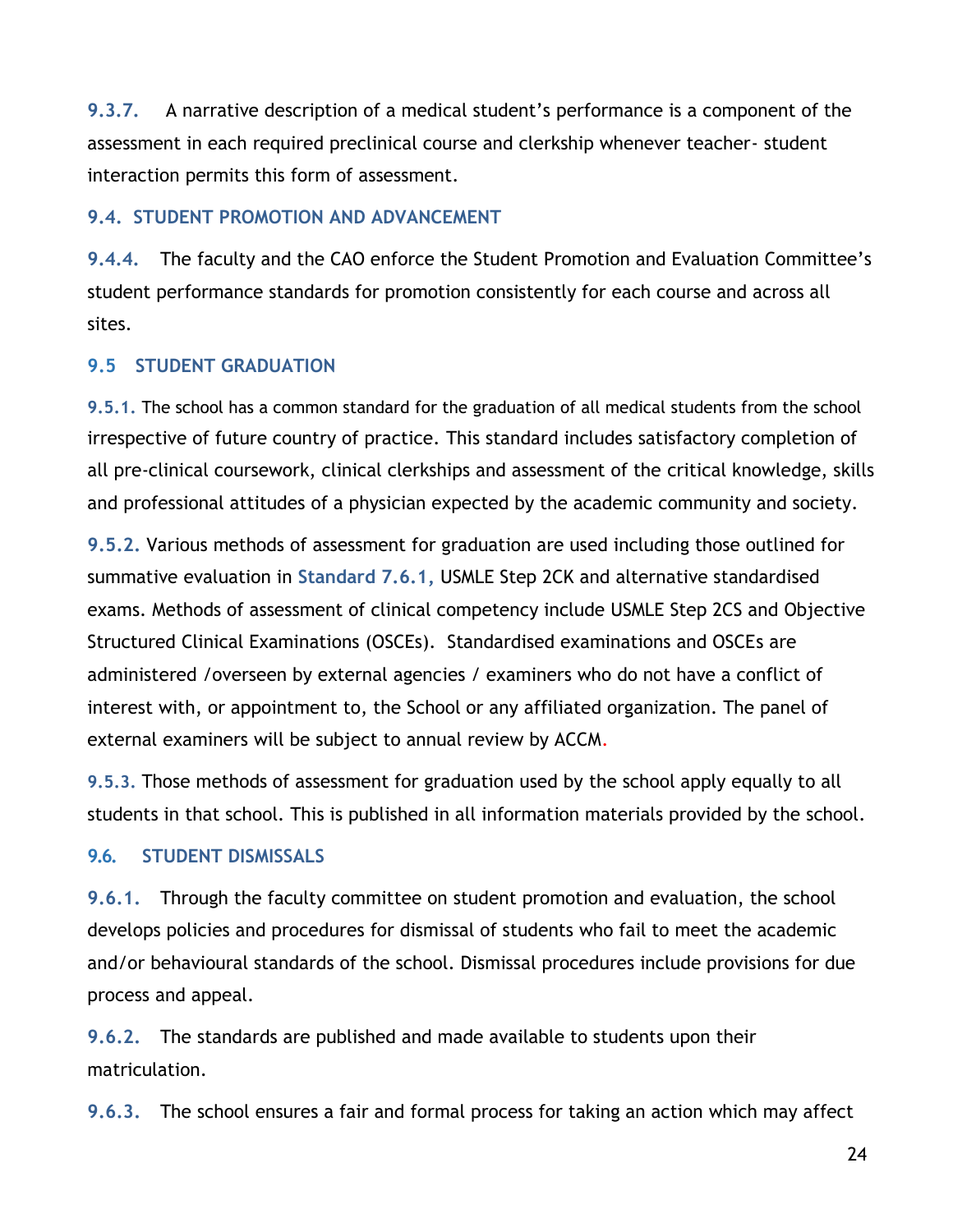**9.3.7.** A narrative description of a medical student's performance is a component of the assessment in each required preclinical course and clerkship whenever teacher- student interaction permits this form of assessment.

### 9.4. STUDENT PROMOTION AND ADVANCEMENT

**9.4.4.** The faculty and the CAO enforce the Student Promotion and Evaluation Committee's student performance standards for promotion consistently for each course and across all sites.

### 9.5 STUDENT GRADUATION

**9.5.1.** The school has a common standard for the graduation of all medical students from the school irrespective of future country of practice. This standard includes satisfactory completion of all pre-clinical coursework, clinical clerkships and assessment of the critical knowledge, skills and professional attitudes of a physician expected by the academic community and society.

**9.5.2.** Various methods of assessment for graduation are used including those outlined for summative evaluation in **Standard 7.6.1,** USMLE Step 2CK and alternative standardised exams. Methods of assessment of clinical competency include USMLE Step 2CS and Objective Structured Clinical Examinations (OSCEs). Standardised examinations and OSCEs are administered /overseen by external agencies / examiners who do not have a conflict of interest with, or appointment to, the School or any affiliated organization. The panel of external examiners will be subject to annual review by ACCM.

**9.5.3.** Those methods of assessment for graduation used by the school apply equally to all students in that school. This is published in all information materials provided by the school.

### 9.6. STUDENT DISMISSALS

**9.6.1.** Through the faculty committee on student promotion and evaluation, the school develops policies and procedures for dismissal of students who fail to meet the academic and/or behavioural standards of the school. Dismissal procedures include provisions for due process and appeal.

**9.6.2.** The standards are published and made available to students upon their matriculation.

**9.6.3.** The school ensures a fair and formal process for taking an action which may affect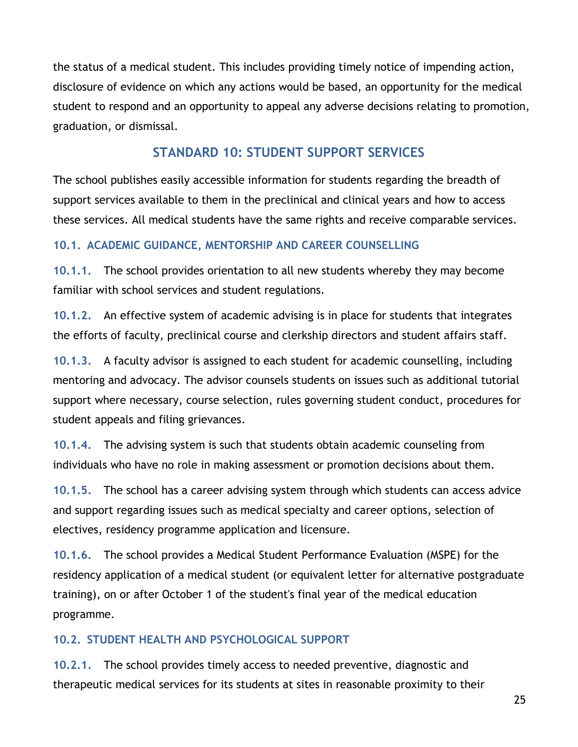the status of a medical student. This includes providing timely notice of impending action, disclosure of evidence on which any actions would be based, an opportunity for the medical student to respond and an opportunity to appeal any adverse decisions relating to promotion, graduation, or dismissal.

## STANDARD 10: STUDENT SUPPORT SERVICES

The school publishes easily accessible information for students regarding the breadth of support services available to them in the preclinical and clinical years and how to access these services. All medical students have the same rights and receive comparable services.

### 10.1. ACADEMIC GUIDANCE, MENTORSHIP AND CAREER COUNSELLING

**10.1.1.** The school provides orientation to all new students whereby they may become familiar with school services and student regulations.

**10.1.2.** An effective system of academic advising is in place for students that integrates the efforts of faculty, preclinical course and clerkship directors and student affairs staff.

**10.1.3.** A faculty advisor is assigned to each student for academic counselling, including mentoring and advocacy. The advisor counsels students on issues such as additional tutorial support where necessary, course selection, rules governing student conduct, procedures for student appeals and filing grievances.

**10.1.4.** The advising system is such that students obtain academic counseling from individuals who have no role in making assessment or promotion decisions about them.

**10.1.5.** The school has a career advising system through which students can access advice and support regarding issues such as medical specialty and career options, selection of electives, residency programme application and licensure.

**10.1.6.** The school provides a Medical Student Performance Evaluation (MSPE) for the residency application of a medical student (or equivalent letter for alternative postgraduate training), on or after October 1 of the student's final year of the medical education programme.

### 10.2. STUDENT HEALTH AND PSYCHOLOGICAL SUPPORT

**10.2.1.** The school provides timely access to needed preventive, diagnostic and therapeutic medical services for its students at sites in reasonable proximity to their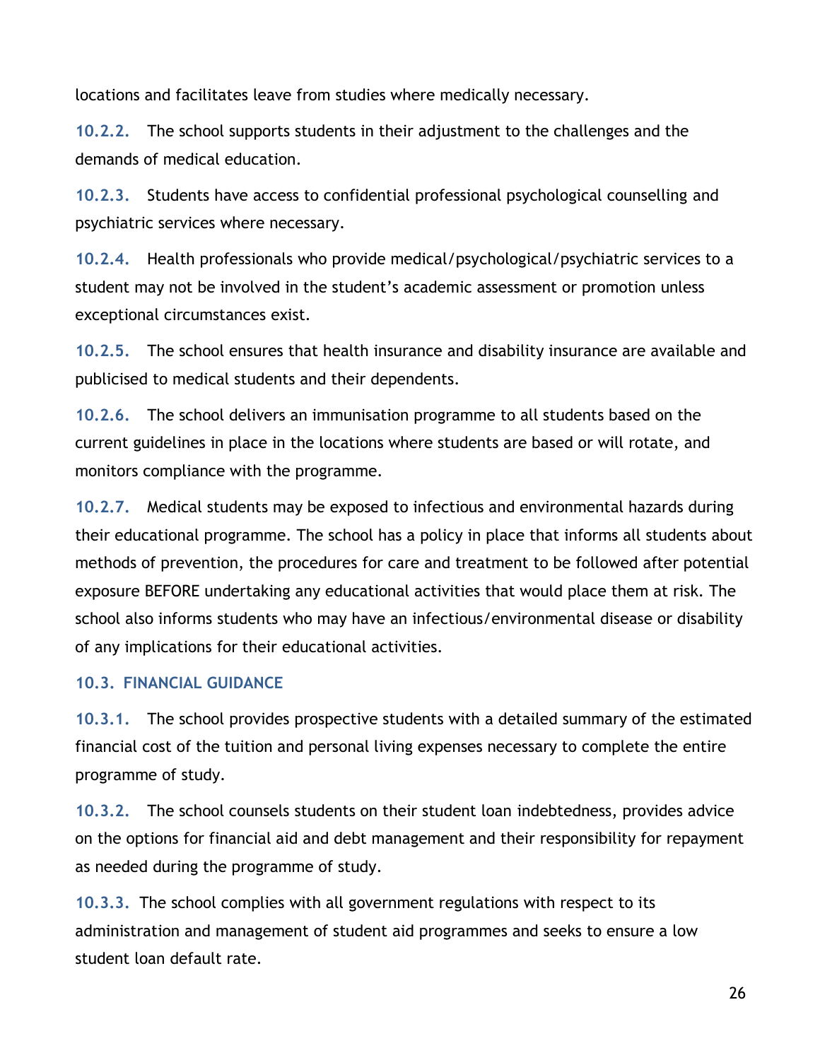locations and facilitates leave from studies where medically necessary.

**10.2.2.** The school supports students in their adjustment to the challenges and the demands of medical education.

**10.2.3.** Students have access to confidential professional psychological counselling and psychiatric services where necessary.

**10.2.4.** Health professionals who provide medical/psychological/psychiatric services to a student may not be involved in the student's academic assessment or promotion unless exceptional circumstances exist.

**10.2.5.** The school ensures that health insurance and disability insurance are available and publicised to medical students and their dependents.

**10.2.6.** The school delivers an immunisation programme to all students based on the current guidelines in place in the locations where students are based or will rotate, and monitors compliance with the programme.

**10.2.7.** Medical students may be exposed to infectious and environmental hazards during their educational programme. The school has a policy in place that informs all students about methods of prevention, the procedures for care and treatment to be followed after potential exposure BEFORE undertaking any educational activities that would place them at risk. The school also informs students who may have an infectious/environmental disease or disability of any implications for their educational activities.

### 10.3. FINANCIAL GUIDANCE

**10.3.1.** The school provides prospective students with a detailed summary of the estimated financial cost of the tuition and personal living expenses necessary to complete the entire programme of study.

**10.3.2.** The school counsels students on their student loan indebtedness, provides advice on the options for financial aid and debt management and their responsibility for repayment as needed during the programme of study.

**10.3.3.** The school complies with all government regulations with respect to its administration and management of student aid programmes and seeks to ensure a low student loan default rate.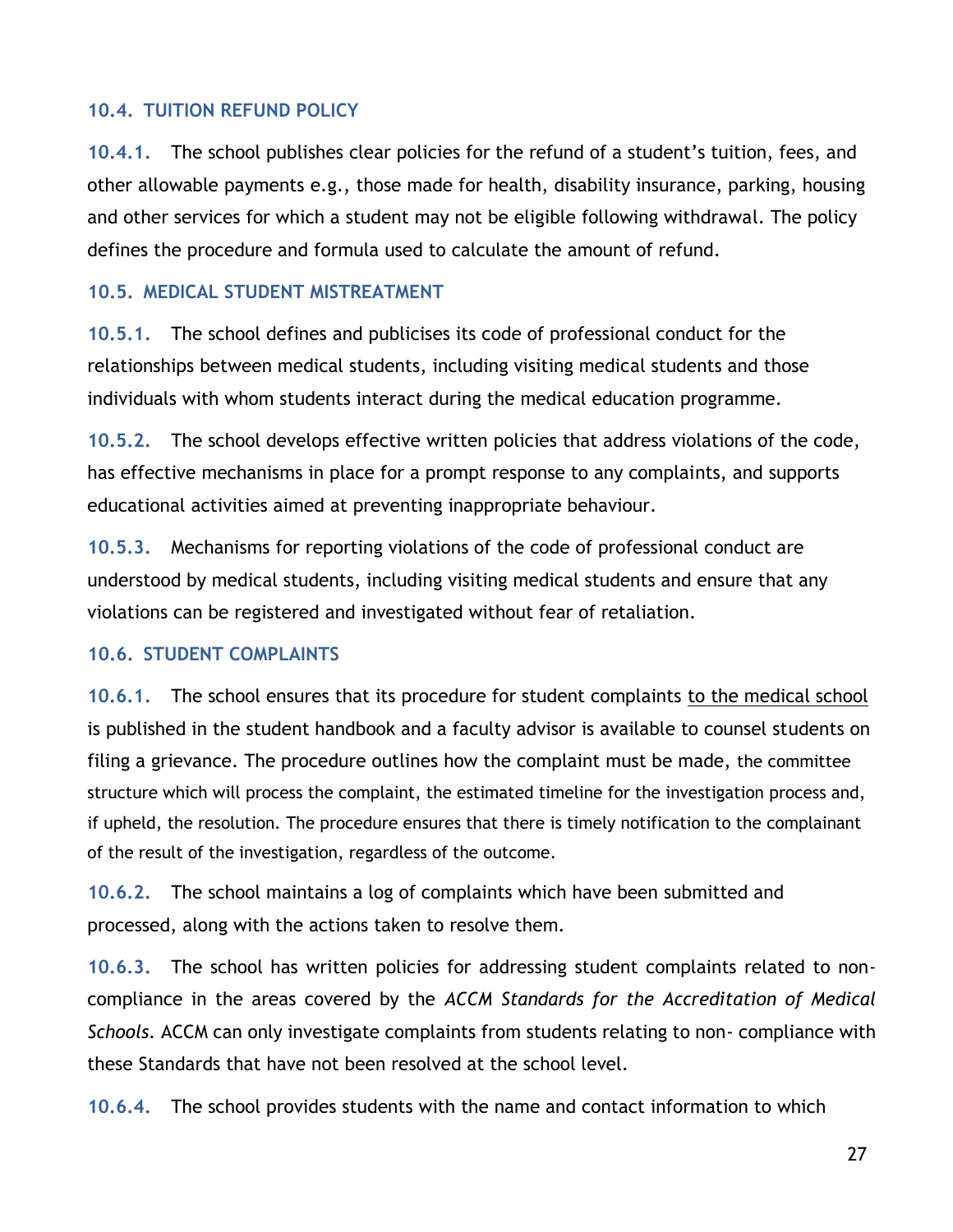### 10.4. TUITION REFUND POLICY

**10.4.1.** The school publishes clear policies for the refund of a student's tuition, fees, and other allowable payments e.g., those made for health, disability insurance, parking, housing and other services for which a student may not be eligible following withdrawal. The policy defines the procedure and formula used to calculate the amount of refund.

### 10.5. MEDICAL STUDENT MISTREATMENT

**10.5.1.** The school defines and publicises its code of professional conduct for the relationships between medical students, including visiting medical students and those individuals with whom students interact during the medical education programme.

**10.5.2.** The school develops effective written policies that address violations of the code, has effective mechanisms in place for a prompt response to any complaints, and supports educational activities aimed at preventing inappropriate behaviour.

**10.5.3.** Mechanisms for reporting violations of the code of professional conduct are understood by medical students, including visiting medical students and ensure that any violations can be registered and investigated without fear of retaliation.

### 10.6. STUDENT COMPLAINTS

**10.6.1.** The school ensures that its procedure for student complaints <u>to the medical school</u> is published in the student handbook and a faculty advisor is available to counsel students on filing a grievance. The procedure outlines how the complaint must be made, the committee structure which will process the complaint, the estimated timeline for the investigation process and, if upheld, the resolution. The procedure ensures that there is timely notification to the complainant of the result of the investigation, regardless of the outcome.

**10.6.2.** The school maintains a log of complaints which have been submitted and processed, along with the actions taken to resolve them.

**10.6.3.** The school has written policies for addressing student complaints related to non-compliance in the areas covered by the *ACCM Standards for the Accreditation of Medical Schools*. ACCM can only investigate complaints from students relating to non- compliance with these Standards that have not been resolved at the school level.

**10.6.4.** The school provides students with the name and contact information to which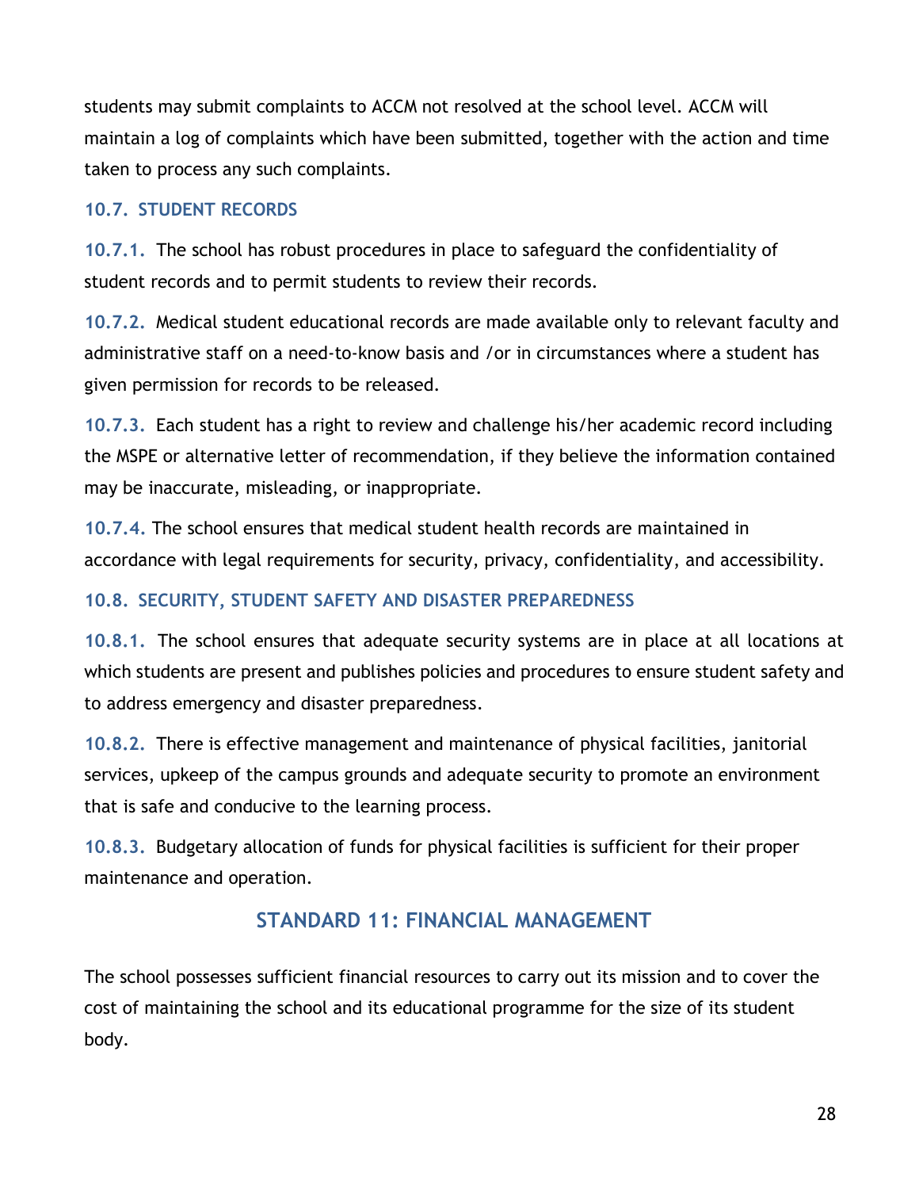students may submit complaints to ACCM not resolved at the school level. ACCM will maintain a log of complaints which have been submitted, together with the action and time taken to process any such complaints.

### 10.7. STUDENT RECORDS

**10.7.1.** The school has robust procedures in place to safeguard the confidentiality of student records and to permit students to review their records.

**10.7.2.** Medical student educational records are made available only to relevant faculty and administrative staff on a need-to-know basis and /or in circumstances where a student has given permission for records to be released.

**10.7.3.** Each student has a right to review and challenge his/her academic record including the MSPE or alternative letter of recommendation, if they believe the information contained may be inaccurate, misleading, or inappropriate.

**10.7.4.** The school ensures that medical student health records are maintained in accordance with legal requirements for security, privacy, confidentiality, and accessibility.

### 10.8. SECURITY, STUDENT SAFETY AND DISASTER PREPAREDNESS

**10.8.1.** The school ensures that adequate security systems are in place at all locations at which students are present and publishes policies and procedures to ensure student safety and to address emergency and disaster preparedness.

**10.8.2.** There is effective management and maintenance of physical facilities, janitorial services, upkeep of the campus grounds and adequate security to promote an environment that is safe and conducive to the learning process.

**10.8.3.** Budgetary allocation of funds for physical facilities is sufficient for their proper maintenance and operation.

## STANDARD 11: FINANCIAL MANAGEMENT

The school possesses sufficient financial resources to carry out its mission and to cover the cost of maintaining the school and its educational programme for the size of its student body.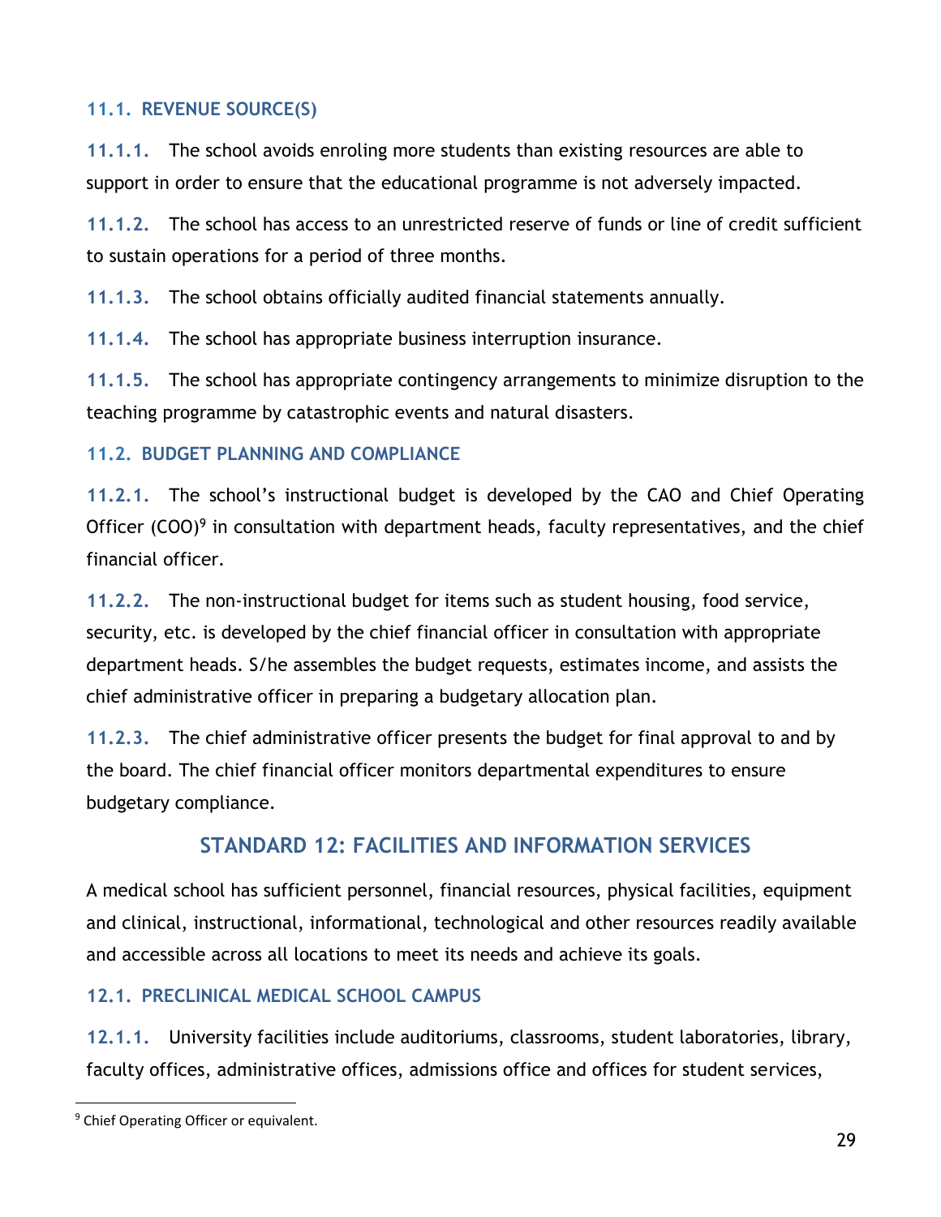### 11.1. REVENUE SOURCE(S)

**11.1.1.** The school avoids enroling more students than existing resources are able to support in order to ensure that the educational programme is not adversely impacted.

**11.1.2.** The school has access to an unrestricted reserve of funds or line of credit sufficient to sustain operations for a period of three months.

**11.1.3.** The school obtains officially audited financial statements annually.

**11.1.4.** The school has appropriate business interruption insurance.

**11.1.5.** The school has appropriate contingency arrangements to minimize disruption to the teaching programme by catastrophic events and natural disasters.

### 11.2. BUDGET PLANNING AND COMPLIANCE

**11.2.1.** The school's instructional budget is developed by the CAO and Chief Operating Officer (COO)[9] in consultation with department heads, faculty representatives, and the chief financial officer.

**11.2.2.** The non-instructional budget for items such as student housing, food service, security, etc. is developed by the chief financial officer in consultation with appropriate department heads. S/he assembles the budget requests, estimates income, and assists the chief administrative officer in preparing a budgetary allocation plan.

**11.2.3.** The chief administrative officer presents the budget for final approval to and by the board. The chief financial officer monitors departmental expenditures to ensure budgetary compliance.

## STANDARD 12: FACILITIES AND INFORMATION SERVICES

A medical school has sufficient personnel, financial resources, physical facilities, equipment and clinical, instructional, informational, technological and other resources readily available and accessible across all locations to meet its needs and achieve its goals.

### 12.1. PRECLINICAL MEDICAL SCHOOL CAMPUS

**12.1.1.** University facilities include auditoriums, classrooms, student laboratories, library, faculty offices, administrative offices, admissions office and offices for student services,

---

[9] Chief Operating Officer or equivalent.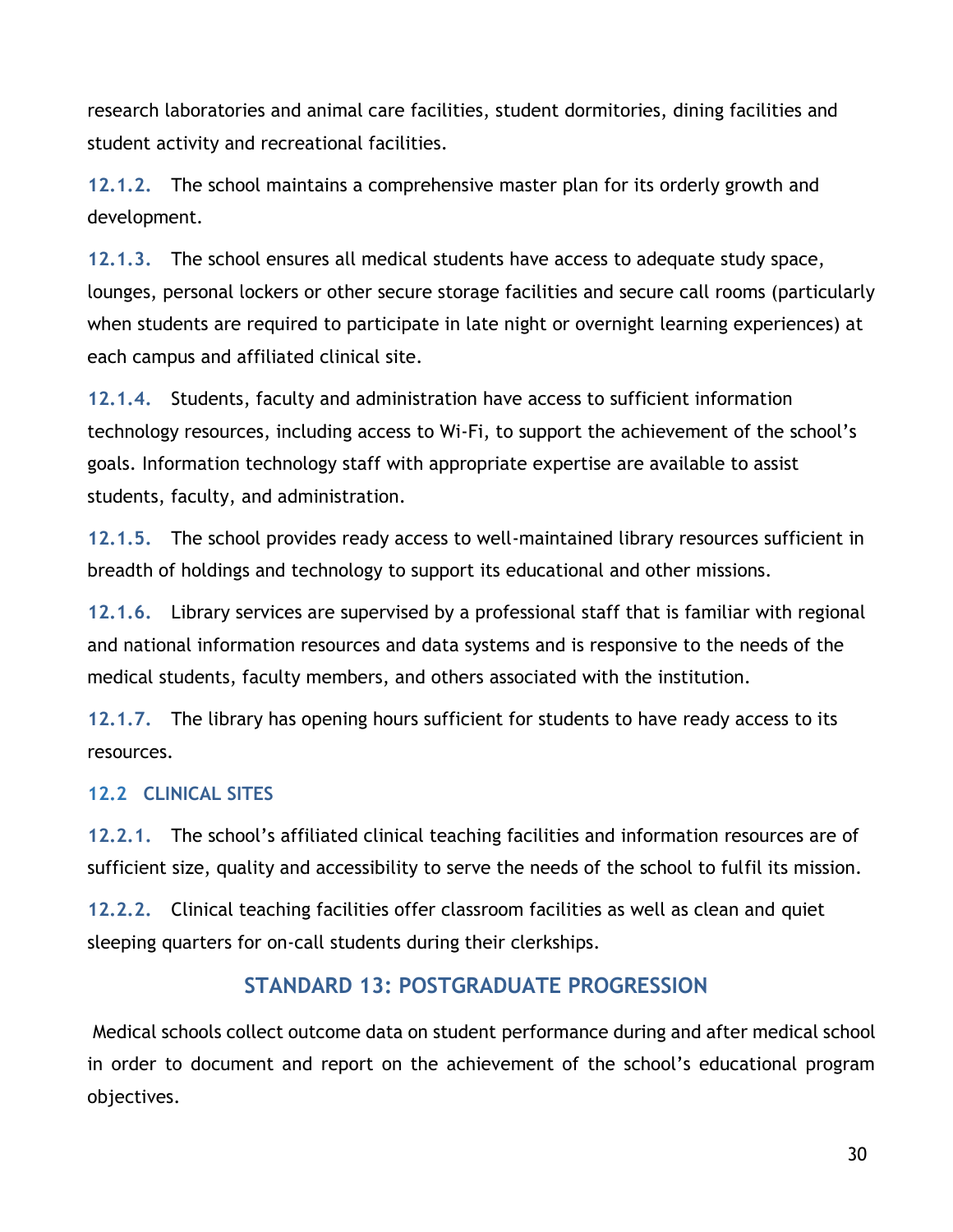research laboratories and animal care facilities, student dormitories, dining facilities and student activity and recreational facilities.

**12.1.2.** The school maintains a comprehensive master plan for its orderly growth and development.

**12.1.3.** The school ensures all medical students have access to adequate study space, lounges, personal lockers or other secure storage facilities and secure call rooms (particularly when students are required to participate in late night or overnight learning experiences) at each campus and affiliated clinical site.

**12.1.4.** Students, faculty and administration have access to sufficient information technology resources, including access to Wi-Fi, to support the achievement of the school's goals. Information technology staff with appropriate expertise are available to assist students, faculty, and administration.

**12.1.5.** The school provides ready access to well-maintained library resources sufficient in breadth of holdings and technology to support its educational and other missions.

**12.1.6.** Library services are supervised by a professional staff that is familiar with regional and national information resources and data systems and is responsive to the needs of the medical students, faculty members, and others associated with the institution.

**12.1.7.** The library has opening hours sufficient for students to have ready access to its resources.

### 12.2 CLINICAL SITES

**12.2.1.** The school's affiliated clinical teaching facilities and information resources are of sufficient size, quality and accessibility to serve the needs of the school to fulfil its mission.

**12.2.2.** Clinical teaching facilities offer classroom facilities as well as clean and quiet sleeping quarters for on-call students during their clerkships.

## STANDARD 13: POSTGRADUATE PROGRESSION

Medical schools collect outcome data on student performance during and after medical school in order to document and report on the achievement of the school's educational program objectives.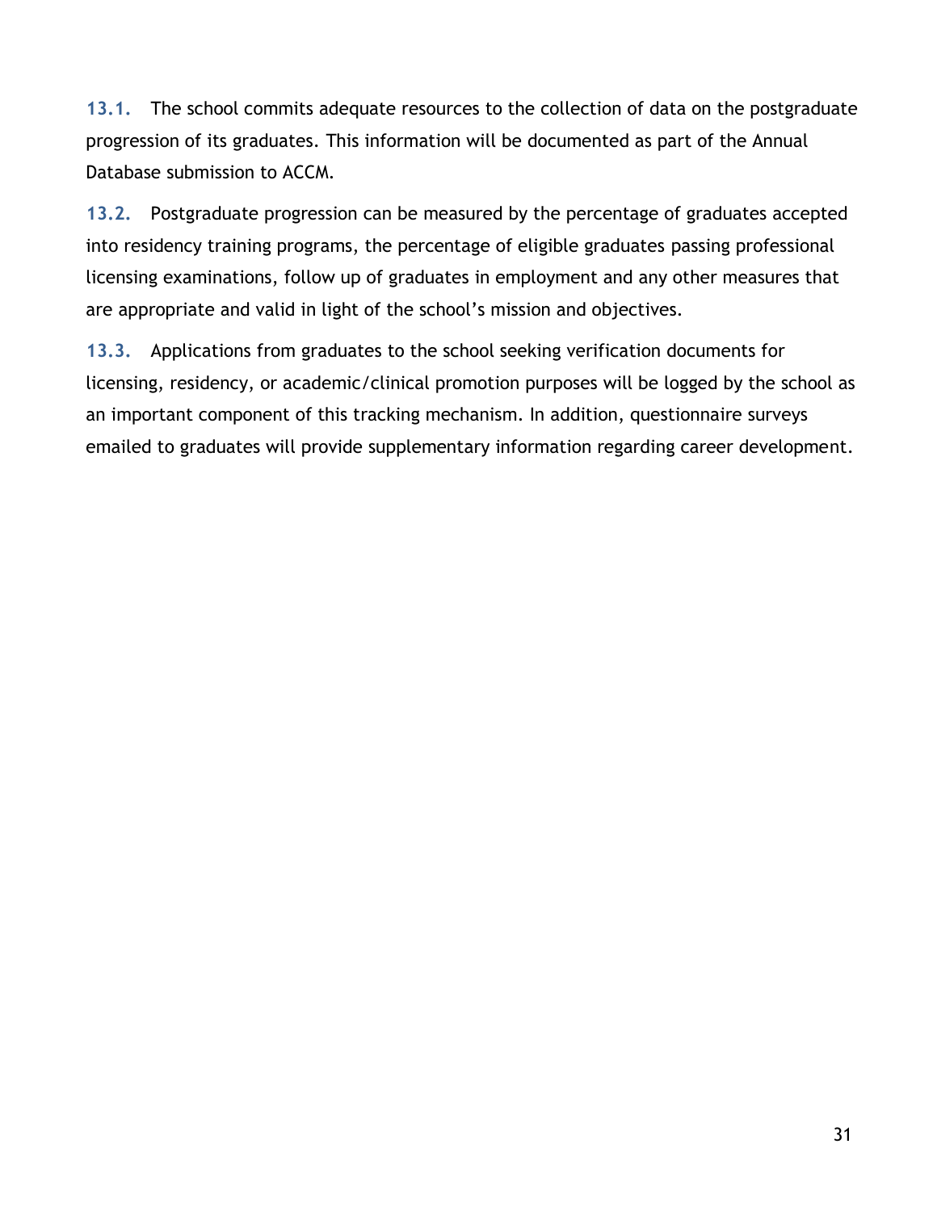**13.1.** The school commits adequate resources to the collection of data on the postgraduate progression of its graduates. This information will be documented as part of the Annual Database submission to ACCM.

**13.2.** Postgraduate progression can be measured by the percentage of graduates accepted into residency training programs, the percentage of eligible graduates passing professional licensing examinations, follow up of graduates in employment and any other measures that are appropriate and valid in light of the school's mission and objectives.

**13.3.** Applications from graduates to the school seeking verification documents for licensing, residency, or academic/clinical promotion purposes will be logged by the school as an important component of this tracking mechanism. In addition, questionnaire surveys emailed to graduates will provide supplementary information regarding career development.